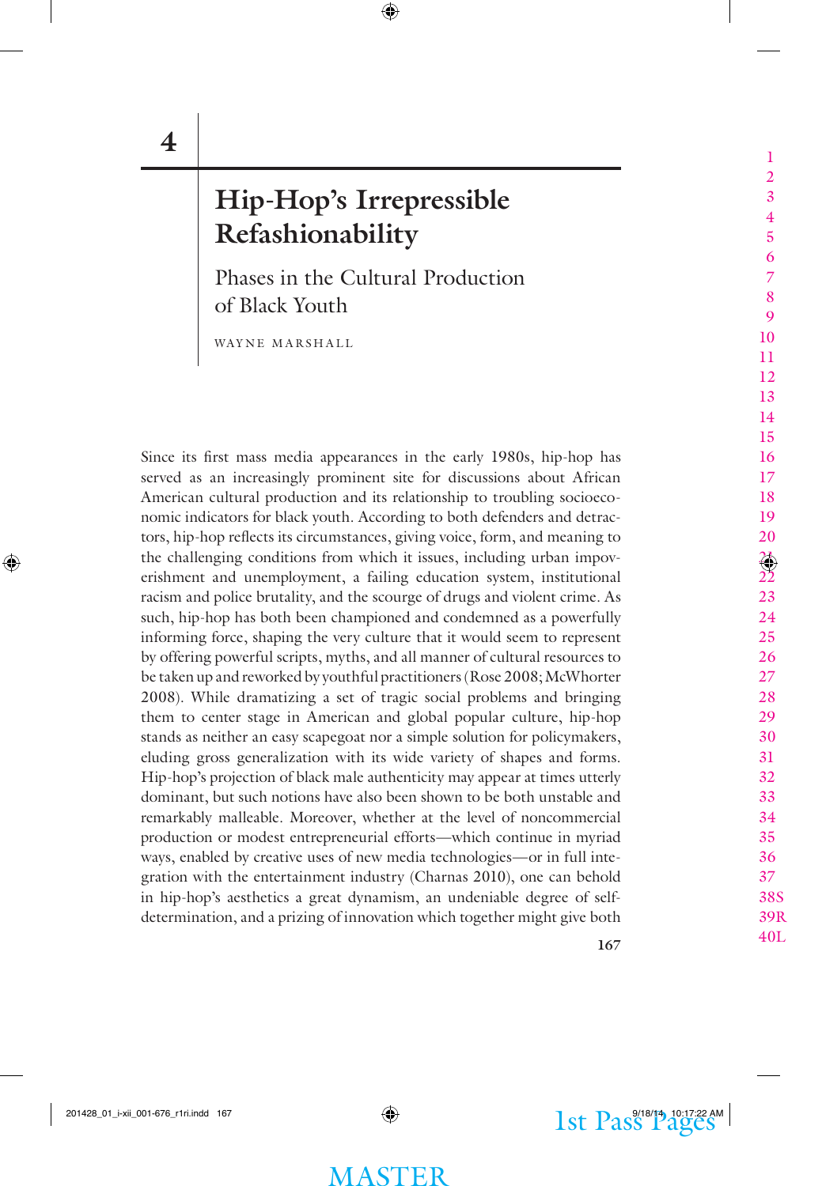# 4

# Hip-Hop's Irrepressible Refashionability

## Phases in the Cultural Production of Black Youth

WAYNE MARSHALL

Since its first mass media appearances in the early 1980s, hip-hop has served as an increasingly prominent site for discussions about African American cultural production and its relationship to troubling socioeconomic indicators for black youth. According to both defenders and detractors, hip-hop reflects its circumstances, giving voice, form, and meaning to the challenging conditions from which it issues, including urban impoverishment and unemployment, a failing education system, institutional racism and police brutality, and the scourge of drugs and violent crime. As such, hip-hop has both been championed and condemned as a powerfully informing force, shaping the very culture that it would seem to represent by offering powerful scripts, myths, and all manner of cultural resources to be taken up and reworked by youthful practitioners (Rose 2008; McWhorter 2008). While dramatizing a set of tragic social problems and bringing them to center stage in American and global popular culture, hip-hop stands as neither an easy scapegoat nor a simple solution for policymakers, eluding gross generalization with its wide variety of shapes and forms. Hip-hop's projection of black male authenticity may appear at times utterly dominant, but such notions have also been shown to be both unstable and remarkably malleable. Moreover, whether at the level of noncommercial production or modest entrepreneurial efforts—which continue in myriad ways, enabled by creative uses of new media technologies—or in full integration with the entertainment industry (Charnas 2010), one can behold in hip-hop's aesthetics a great dynamism, an undeniable degree of self-determination, and a prizing of innovation which together might give both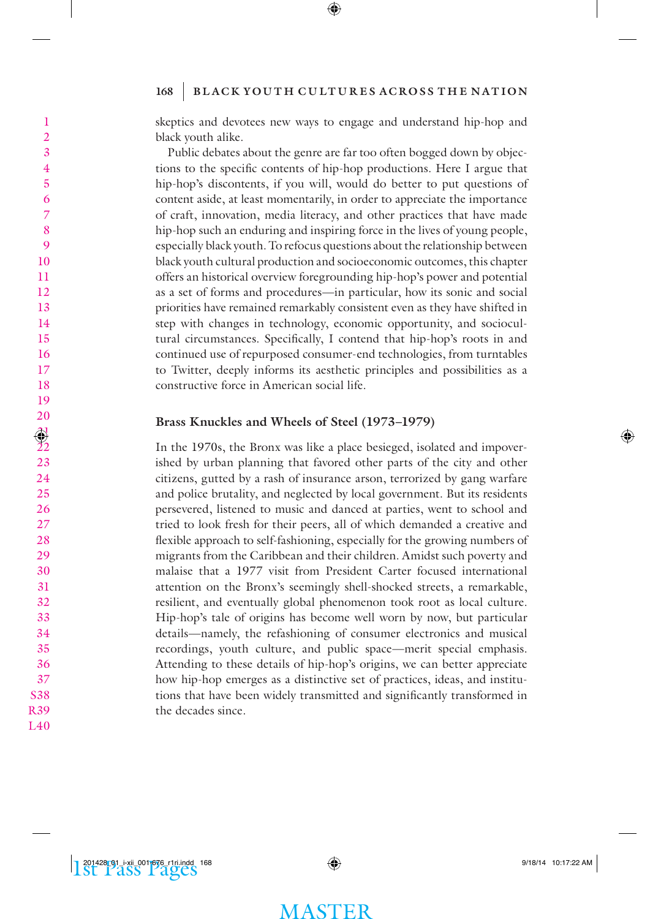skeptics and devotees new ways to engage and understand hip-hop and black youth alike.

Public debates about the genre are far too often bogged down by objections to the specific contents of hip-hop productions. Here I argue that hip-hop's discontents, if you will, would do better to put questions of content aside, at least momentarily, in order to appreciate the importance of craft, innovation, media literacy, and other practices that have made hip-hop such an enduring and inspiring force in the lives of young people, especially black youth. To refocus questions about the relationship between black youth cultural production and socioeconomic outcomes, this chapter offers an historical overview foregrounding hip-hop's power and potential as a set of forms and procedures—in particular, how its sonic and social priorities have remained remarkably consistent even as they have shifted in step with changes in technology, economic opportunity, and sociocultural circumstances. Specifically, I contend that hip-hop's roots in and continued use of repurposed consumer-end technologies, from turntables to Twitter, deeply informs its aesthetic principles and possibilities as a constructive force in American social life.

## Brass Knuckles and Wheels of Steel (1973–1979)

In the 1970s, the Bronx was like a place besieged, isolated and impoverished by urban planning that favored other parts of the city and other citizens, gutted by a rash of insurance arson, terrorized by gang warfare and police brutality, and neglected by local government. But its residents persevered, listened to music and danced at parties, went to school and tried to look fresh for their peers, all of which demanded a creative and flexible approach to self-fashioning, especially for the growing numbers of migrants from the Caribbean and their children. Amidst such poverty and malaise that a 1977 visit from President Carter focused international attention on the Bronx's seemingly shell-shocked streets, a remarkable, resilient, and eventually global phenomenon took root as local culture. Hip-hop's tale of origins has become well worn by now, but particular details—namely, the refashioning of consumer electronics and musical recordings, youth culture, and public space—merit special emphasis. Attending to these details of hip-hop's origins, we can better appreciate how hip-hop emerges as a distinctive set of practices, ideas, and institutions that have been widely transmitted and significantly transformed in the decades since.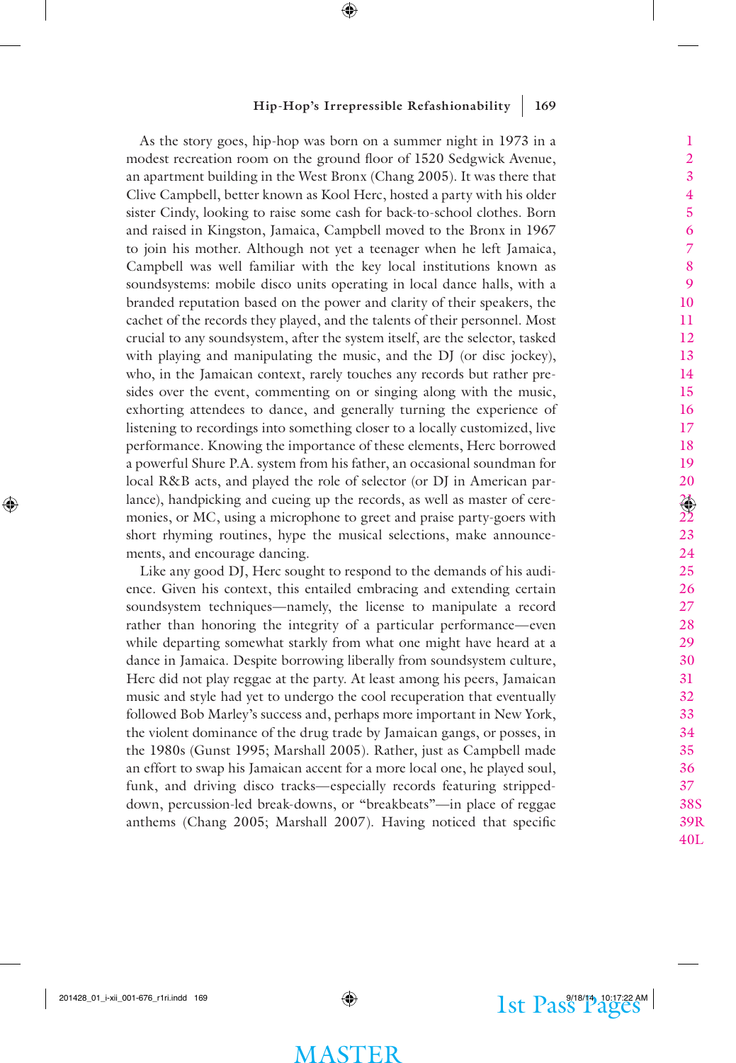As the story goes, hip-hop was born on a summer night in 1973 in a modest recreation room on the ground floor of 1520 Sedgwick Avenue, an apartment building in the West Bronx (Chang 2005). It was there that Clive Campbell, better known as Kool Herc, hosted a party with his older sister Cindy, looking to raise some cash for back-to-school clothes. Born and raised in Kingston, Jamaica, Campbell moved to the Bronx in 1967 to join his mother. Although not yet a teenager when he left Jamaica, Campbell was well familiar with the key local institutions known as soundsystems: mobile disco units operating in local dance halls, with a branded reputation based on the power and clarity of their speakers, the cachet of the records they played, and the talents of their personnel. Most crucial to any soundsystem, after the system itself, are the selector, tasked with playing and manipulating the music, and the DJ (or disc jockey), who, in the Jamaican context, rarely touches any records but rather presides over the event, commenting on or singing along with the music, exhorting attendees to dance, and generally turning the experience of listening to recordings into something closer to a locally customized, live performance. Knowing the importance of these elements, Herc borrowed a powerful Shure P.A. system from his father, an occasional soundman for local R&B acts, and played the role of selector (or DJ in American parlance), handpicking and cueing up the records, as well as master of ceremonies, or MC, using a microphone to greet and praise party-goers with short rhyming routines, hype the musical selections, make announcements, and encourage dancing.

Like any good DJ, Herc sought to respond to the demands of his audience. Given his context, this entailed embracing and extending certain soundsystem techniques—namely, the license to manipulate a record rather than honoring the integrity of a particular performance—even while departing somewhat starkly from what one might have heard at a dance in Jamaica. Despite borrowing liberally from soundsystem culture, Herc did not play reggae at the party. At least among his peers, Jamaican music and style had yet to undergo the cool recuperation that eventually followed Bob Marley's success and, perhaps more important in New York, the violent dominance of the drug trade by Jamaican gangs, or posses, in the 1980s (Gunst 1995; Marshall 2005). Rather, just as Campbell made an effort to swap his Jamaican accent for a more local one, he played soul, funk, and driving disco tracks—especially records featuring stripped-down, percussion-led break-downs, or "breakbeats"—in place of reggae anthems (Chang 2005; Marshall 2007). Having noticed that specific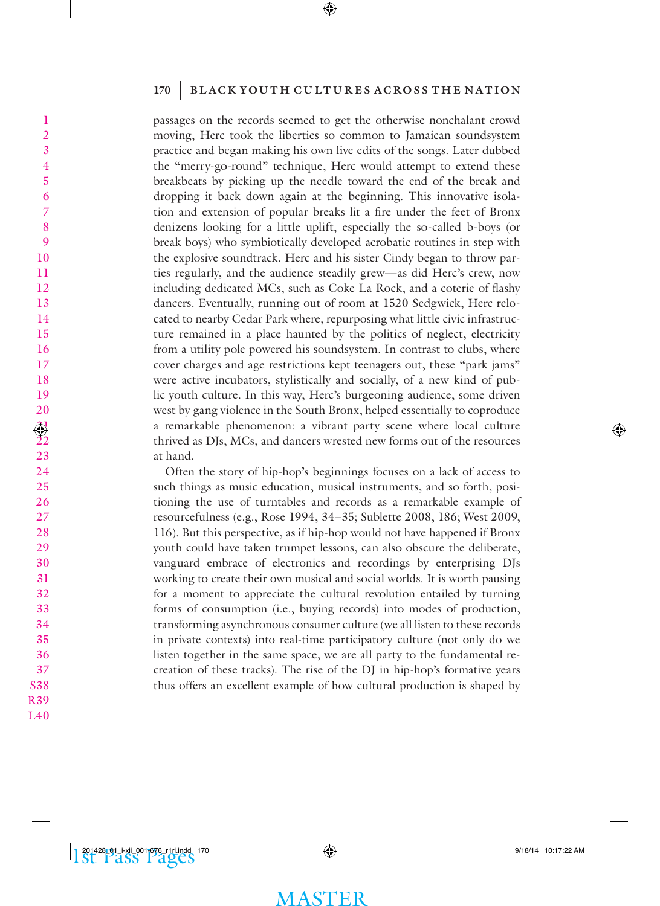passages on the records seemed to get the otherwise nonchalant crowd moving, Herc took the liberties so common to Jamaican soundsystem practice and began making his own live edits of the songs. Later dubbed the "merry-go-round" technique, Herc would attempt to extend these breakbeats by picking up the needle toward the end of the break and dropping it back down again at the beginning. This innovative isolation and extension of popular breaks lit a fire under the feet of Bronx denizens looking for a little uplift, especially the so-called b-boys (or break boys) who symbiotically developed acrobatic routines in step with the explosive soundtrack. Herc and his sister Cindy began to throw parties regularly, and the audience steadily grew—as did Herc's crew, now including dedicated MCs, such as Coke La Rock, and a coterie of flashy dancers. Eventually, running out of room at 1520 Sedgwick, Herc relocated to nearby Cedar Park where, repurposing what little civic infrastructure remained in a place haunted by the politics of neglect, electricity from a utility pole powered his soundsystem. In contrast to clubs, where cover charges and age restrictions kept teenagers out, these "park jams" were active incubators, stylistically and socially, of a new kind of public youth culture. In this way, Herc's burgeoning audience, some driven west by gang violence in the South Bronx, helped essentially to coproduce a remarkable phenomenon: a vibrant party scene where local culture thrived as DJs, MCs, and dancers wrested new forms out of the resources at hand.

Often the story of hip-hop's beginnings focuses on a lack of access to such things as music education, musical instruments, and so forth, positioning the use of turntables and records as a remarkable example of resourcefulness (e.g., Rose 1994, 34–35; Sublette 2008, 186; West 2009, 116). But this perspective, as if hip-hop would not have happened if Bronx youth could have taken trumpet lessons, can also obscure the deliberate, vanguard embrace of electronics and recordings by enterprising DJs working to create their own musical and social worlds. It is worth pausing for a moment to appreciate the cultural revolution entailed by turning forms of consumption (i.e., buying records) into modes of production, transforming asynchronous consumer culture (we all listen to these records in private contexts) into real-time participatory culture (not only do we listen together in the same space, we are all party to the fundamental re-creation of these tracks). The rise of the DJ in hip-hop's formative years thus offers an excellent example of how cultural production is shaped by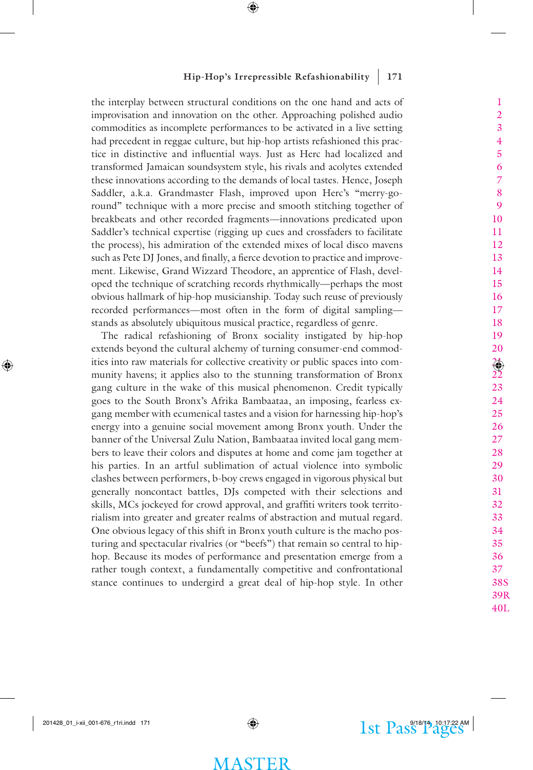the interplay between structural conditions on the one hand and acts of improvisation and innovation on the other. Approaching polished audio commodities as incomplete performances to be activated in a live setting had precedent in reggae culture, but hip-hop artists refashioned this practice in distinctive and influential ways. Just as Herc had localized and transformed Jamaican soundsystem style, his rivals and acolytes extended these innovations according to the demands of local tastes. Hence, Joseph Saddler, a.k.a. Grandmaster Flash, improved upon Herc's "merry-go-round" technique with a more precise and smooth stitching together of breakbeats and other recorded fragments—innovations predicated upon Saddler's technical expertise (rigging up cues and crossfaders to facilitate the process), his admiration of the extended mixes of local disco mavens such as Pete DJ Jones, and finally, a fierce devotion to practice and improvement. Likewise, Grand Wizzard Theodore, an apprentice of Flash, developed the technique of scratching records rhythmically—perhaps the most obvious hallmark of hip-hop musicianship. Today such reuse of previously recorded performances—most often in the form of digital sampling—stands as absolutely ubiquitous musical practice, regardless of genre.

The radical refashioning of Bronx sociality instigated by hip-hop extends beyond the cultural alchemy of turning consumer-end commodities into raw materials for collective creativity or public spaces into community havens; it applies also to the stunning transformation of Bronx gang culture in the wake of this musical phenomenon. Credit typically goes to the South Bronx's Afrika Bambaataa, an imposing, fearless ex-gang member with ecumenical tastes and a vision for harnessing hip-hop's energy into a genuine social movement among Bronx youth. Under the banner of the Universal Zulu Nation, Bambaataa invited local gang members to leave their colors and disputes at home and come jam together at his parties. In an artful sublimation of actual violence into symbolic clashes between performers, b-boy crews engaged in vigorous physical but generally noncontact battles, DJs competed with their selections and skills, MCs jockeyed for crowd approval, and graffiti writers took territorialism into greater and greater realms of abstraction and mutual regard. One obvious legacy of this shift in Bronx youth culture is the macho posturing and spectacular rivalries (or "beefs") that remain so central to hip-hop. Because its modes of performance and presentation emerge from a rather tough context, a fundamentally competitive and confrontational stance continues to undergird a great deal of hip-hop style. In other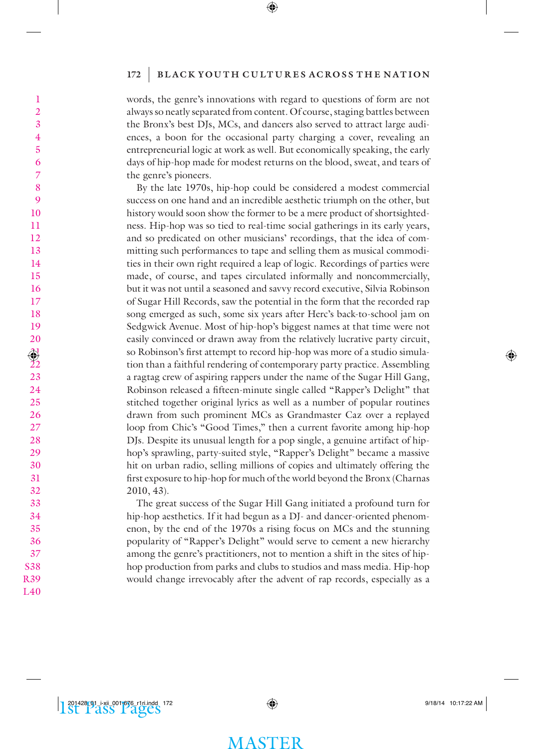words, the genre's innovations with regard to questions of form are not always so neatly separated from content. Of course, staging battles between the Bronx's best DJs, MCs, and dancers also served to attract large audiences, a boon for the occasional party charging a cover, revealing an entrepreneurial logic at work as well. But economically speaking, the early days of hip-hop made for modest returns on the blood, sweat, and tears of the genre's pioneers.

By the late 1970s, hip-hop could be considered a modest commercial success on one hand and an incredible aesthetic triumph on the other, but history would soon show the former to be a mere product of shortsightedness. Hip-hop was so tied to real-time social gatherings in its early years, and so predicated on other musicians' recordings, that the idea of committing such performances to tape and selling them as musical commodities in their own right required a leap of logic. Recordings of parties were made, of course, and tapes circulated informally and noncommercially, but it was not until a seasoned and savvy record executive, Silvia Robinson of Sugar Hill Records, saw the potential in the form that the recorded rap song emerged as such, some six years after Herc's back-to-school jam on Sedgwick Avenue. Most of hip-hop's biggest names at that time were not easily convinced or drawn away from the relatively lucrative party circuit, so Robinson's first attempt to record hip-hop was more of a studio simulation than a faithful rendering of contemporary party practice. Assembling a ragtag crew of aspiring rappers under the name of the Sugar Hill Gang, Robinson released a fifteen-minute single called "Rapper's Delight" that stitched together original lyrics as well as a number of popular routines drawn from such prominent MCs as Grandmaster Caz over a replayed loop from Chic's "Good Times," then a current favorite among hip-hop DJs. Despite its unusual length for a pop single, a genuine artifact of hip-hop's sprawling, party-suited style, "Rapper's Delight" became a massive hit on urban radio, selling millions of copies and ultimately offering the first exposure to hip-hop for much of the world beyond the Bronx (Charnas 2010, 43).

The great success of the Sugar Hill Gang initiated a profound turn for hip-hop aesthetics. If it had begun as a DJ- and dancer-oriented phenomenon, by the end of the 1970s a rising focus on MCs and the stunning popularity of "Rapper's Delight" would serve to cement a new hierarchy among the genre's practitioners, not to mention a shift in the sites of hip-hop production from parks and clubs to studios and mass media. Hip-hop would change irrevocably after the advent of rap records, especially as a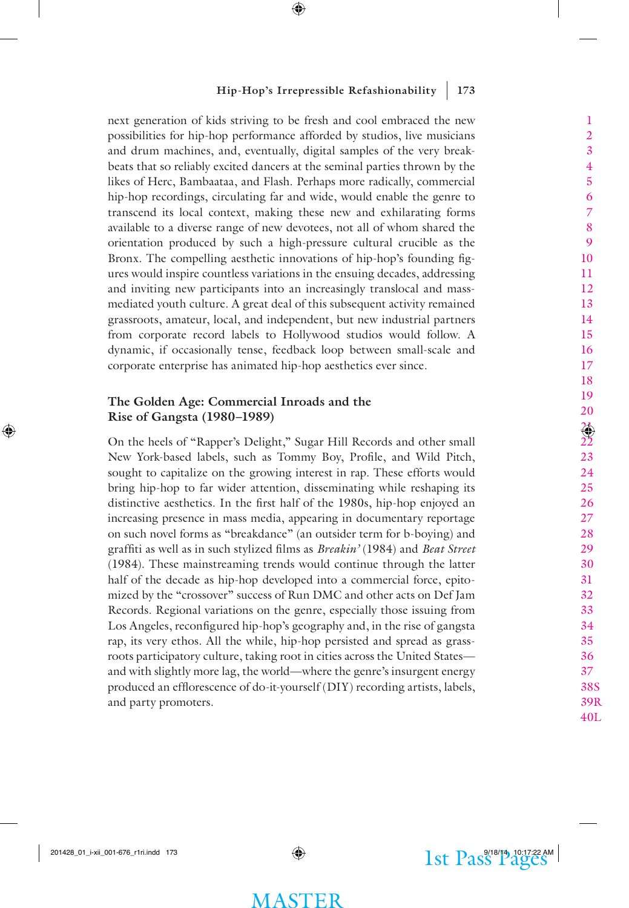next generation of kids striving to be fresh and cool embraced the new possibilities for hip-hop performance afforded by studios, live musicians and drum machines, and, eventually, digital samples of the very breakbeats that so reliably excited dancers at the seminal parties thrown by the likes of Herc, Bambaataa, and Flash. Perhaps more radically, commercial hip-hop recordings, circulating far and wide, would enable the genre to transcend its local context, making these new and exhilarating forms available to a diverse range of new devotees, not all of whom shared the orientation produced by such a high-pressure cultural crucible as the Bronx. The compelling aesthetic innovations of hip-hop's founding figures would inspire countless variations in the ensuing decades, addressing and inviting new participants into an increasingly translocal and mass-mediated youth culture. A great deal of this subsequent activity remained grassroots, amateur, local, and independent, but new industrial partners from corporate record labels to Hollywood studios would follow. A dynamic, if occasionally tense, feedback loop between small-scale and corporate enterprise has animated hip-hop aesthetics ever since.

## The Golden Age: Commercial Inroads and the Rise of Gangsta (1980–1989)

On the heels of "Rapper's Delight," Sugar Hill Records and other small New York-based labels, such as Tommy Boy, Profile, and Wild Pitch, sought to capitalize on the growing interest in rap. These efforts would bring hip-hop to far wider attention, disseminating while reshaping its distinctive aesthetics. In the first half of the 1980s, hip-hop enjoyed an increasing presence in mass media, appearing in documentary reportage on such novel forms as "breakdance" (an outsider term for b-boying) and graffiti as well as in such stylized films as *Breakin'* (1984) and *Beat Street* (1984). These mainstreaming trends would continue through the latter half of the decade as hip-hop developed into a commercial force, epitomized by the "crossover" success of Run DMC and other acts on Def Jam Records. Regional variations on the genre, especially those issuing from Los Angeles, reconfigured hip-hop's geography and, in the rise of gangsta rap, its very ethos. All the while, hip-hop persisted and spread as grassroots participatory culture, taking root in cities across the United States—and with slightly more lag, the world—where the genre's insurgent energy produced an efflorescence of do-it-yourself (DIY) recording artists, labels, and party promoters.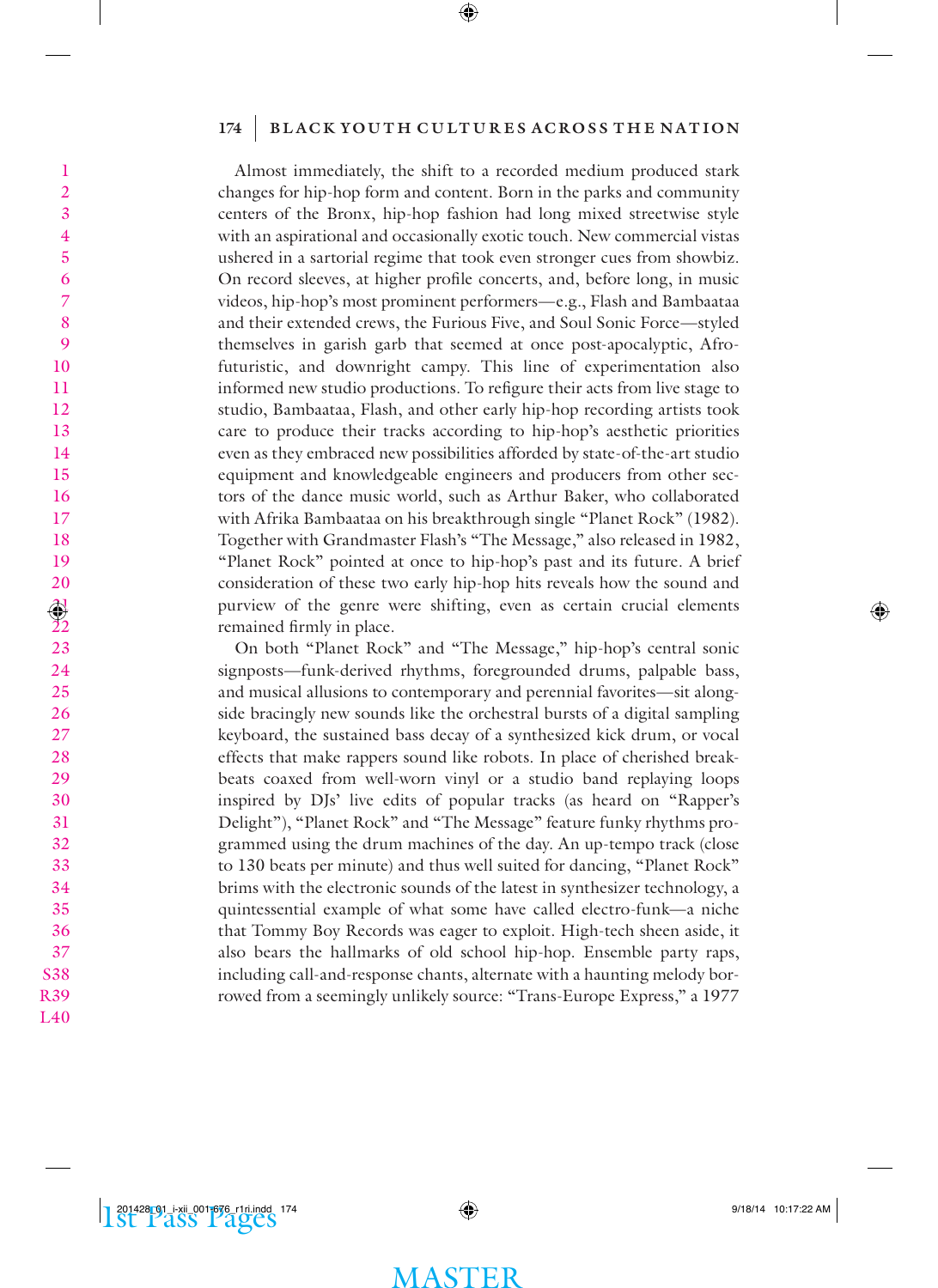Almost immediately, the shift to a recorded medium produced stark changes for hip-hop form and content. Born in the parks and community centers of the Bronx, hip-hop fashion had long mixed streetwise style with an aspirational and occasionally exotic touch. New commercial vistas ushered in a sartorial regime that took even stronger cues from showbiz. On record sleeves, at higher profile concerts, and, before long, in music videos, hip-hop's most prominent performers—e.g., Flash and Bambaataa and their extended crews, the Furious Five, and Soul Sonic Force—styled themselves in garish garb that seemed at once post-apocalyptic, Afrofuturistic, and downright campy. This line of experimentation also informed new studio productions. To refigure their acts from live stage to studio, Bambaataa, Flash, and other early hip-hop recording artists took care to produce their tracks according to hip-hop's aesthetic priorities even as they embraced new possibilities afforded by state-of-the-art studio equipment and knowledgeable engineers and producers from other sectors of the dance music world, such as Arthur Baker, who collaborated with Afrika Bambaataa on his breakthrough single "Planet Rock" (1982). Together with Grandmaster Flash's "The Message," also released in 1982, "Planet Rock" pointed at once to hip-hop's past and its future. A brief consideration of these two early hip-hop hits reveals how the sound and purview of the genre were shifting, even as certain crucial elements remained firmly in place.

On both "Planet Rock" and "The Message," hip-hop's central sonic signposts—funk-derived rhythms, foregrounded drums, palpable bass, and musical allusions to contemporary and perennial favorites—sit alongside bracingly new sounds like the orchestral bursts of a digital sampling keyboard, the sustained bass decay of a synthesized kick drum, or vocal effects that make rappers sound like robots. In place of cherished breakbeats coaxed from well-worn vinyl or a studio band replaying loops inspired by DJs' live edits of popular tracks (as heard on "Rapper's Delight"), "Planet Rock" and "The Message" feature funky rhythms programmed using the drum machines of the day. An up-tempo track (close to 130 beats per minute) and thus well suited for dancing, "Planet Rock" brims with the electronic sounds of the latest in synthesizer technology, a quintessential example of what some have called electro-funk—a niche that Tommy Boy Records was eager to exploit. High-tech sheen aside, it also bears the hallmarks of old school hip-hop. Ensemble party raps, including call-and-response chants, alternate with a haunting melody borrowed from a seemingly unlikely source: "Trans-Europe Express," a 1977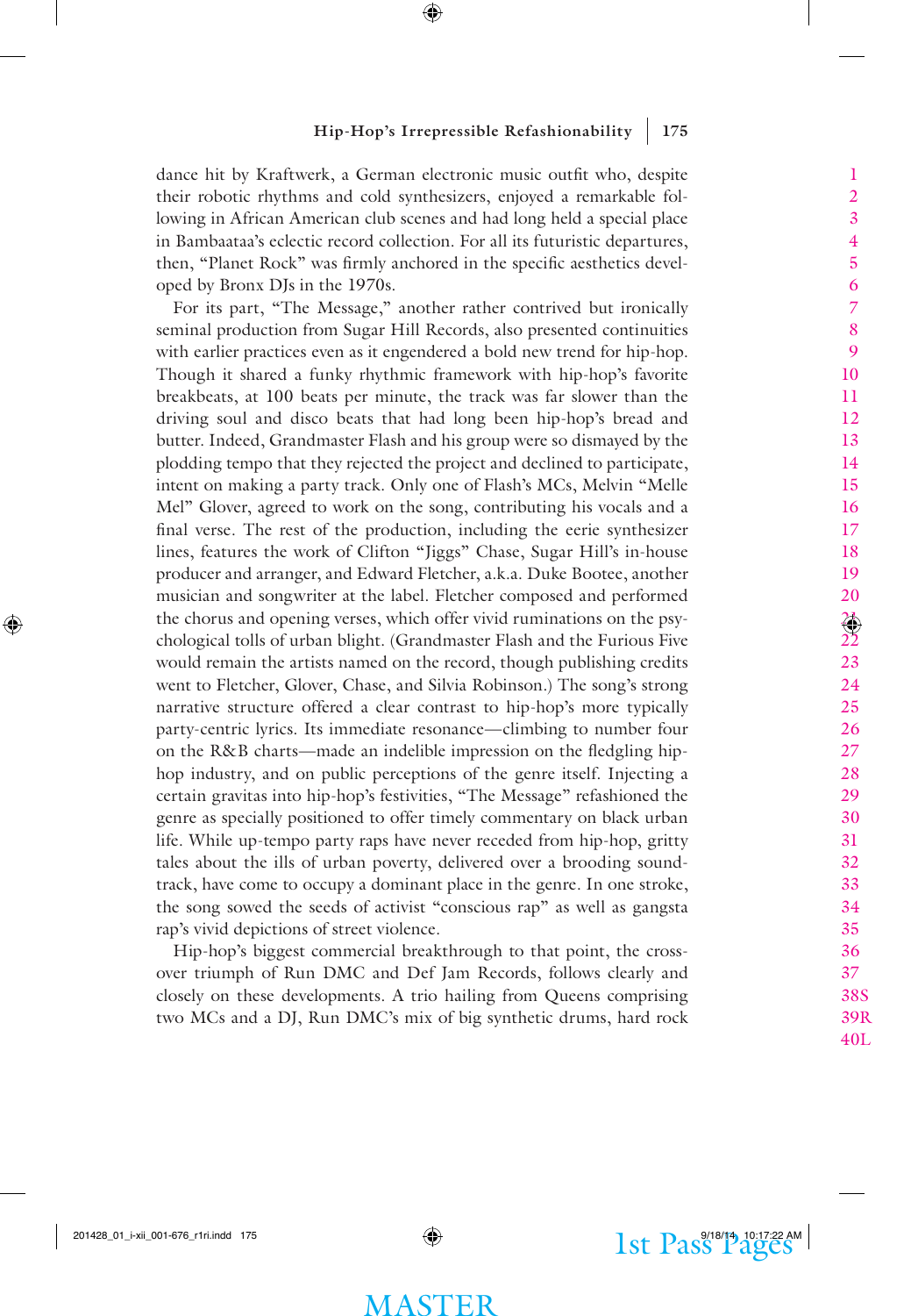dance hit by Kraftwerk, a German electronic music outfit who, despite their robotic rhythms and cold synthesizers, enjoyed a remarkable following in African American club scenes and had long held a special place in Bambaataa's eclectic record collection. For all its futuristic departures, then, "Planet Rock" was firmly anchored in the specific aesthetics developed by Bronx DJs in the 1970s.

For its part, "The Message," another rather contrived but ironically seminal production from Sugar Hill Records, also presented continuities with earlier practices even as it engendered a bold new trend for hip-hop. Though it shared a funky rhythmic framework with hip-hop's favorite breakbeats, at 100 beats per minute, the track was far slower than the driving soul and disco beats that had long been hip-hop's bread and butter. Indeed, Grandmaster Flash and his group were so dismayed by the plodding tempo that they rejected the project and declined to participate, intent on making a party track. Only one of Flash's MCs, Melvin "Melle Mel" Glover, agreed to work on the song, contributing his vocals and a final verse. The rest of the production, including the eerie synthesizer lines, features the work of Clifton "Jiggs" Chase, Sugar Hill's in-house producer and arranger, and Edward Fletcher, a.k.a. Duke Bootee, another musician and songwriter at the label. Fletcher composed and performed the chorus and opening verses, which offer vivid ruminations on the psychological tolls of urban blight. (Grandmaster Flash and the Furious Five would remain the artists named on the record, though publishing credits went to Fletcher, Glover, Chase, and Silvia Robinson.) The song's strong narrative structure offered a clear contrast to hip-hop's more typically party-centric lyrics. Its immediate resonance—climbing to number four on the R&B charts—made an indelible impression on the fledgling hip-hop industry, and on public perceptions of the genre itself. Injecting a certain gravitas into hip-hop's festivities, "The Message" refashioned the genre as specially positioned to offer timely commentary on black urban life. While up-tempo party raps have never receded from hip-hop, gritty tales about the ills of urban poverty, delivered over a brooding soundtrack, have come to occupy a dominant place in the genre. In one stroke, the song sowed the seeds of activist "conscious rap" as well as gangsta rap's vivid depictions of street violence.

Hip-hop's biggest commercial breakthrough to that point, the crossover triumph of Run DMC and Def Jam Records, follows clearly and closely on these developments. A trio hailing from Queens comprising two MCs and a DJ, Run DMC's mix of big synthetic drums, hard rock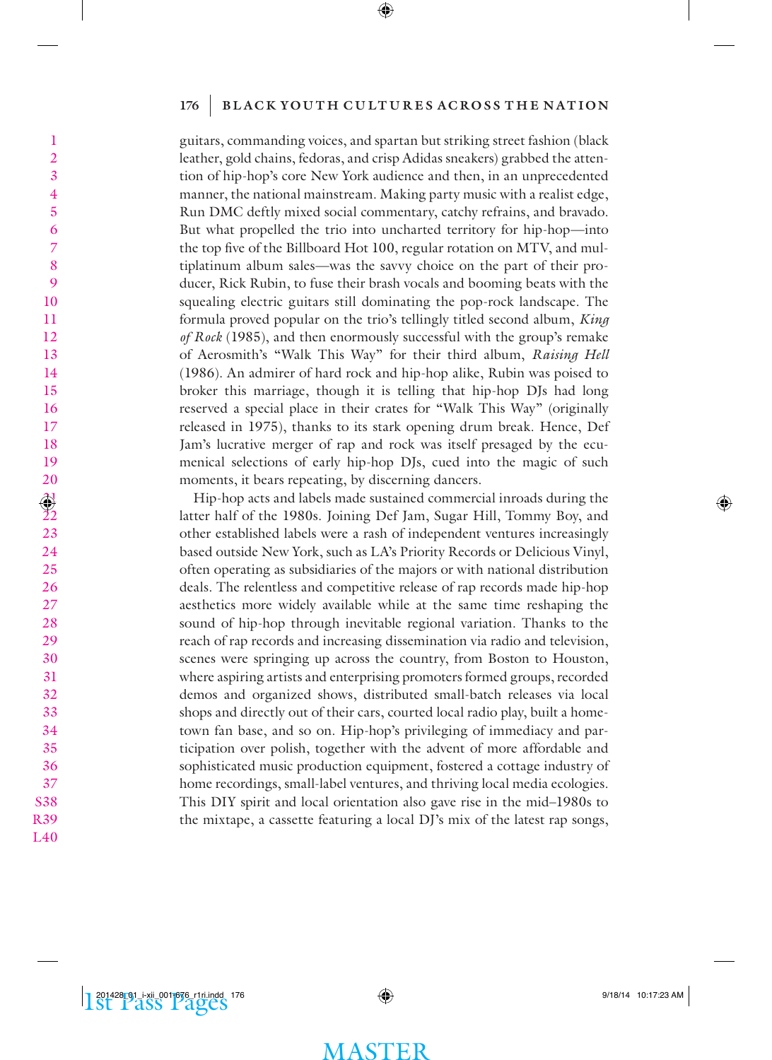guitars, commanding voices, and spartan but striking street fashion (black leather, gold chains, fedoras, and crisp Adidas sneakers) grabbed the attention of hip-hop's core New York audience and then, in an unprecedented manner, the national mainstream. Making party music with a realist edge, Run DMC deftly mixed social commentary, catchy refrains, and bravado. But what propelled the trio into uncharted territory for hip-hop—into the top five of the Billboard Hot 100, regular rotation on MTV, and multiplatinum album sales—was the savvy choice on the part of their producer, Rick Rubin, to fuse their brash vocals and booming beats with the squealing electric guitars still dominating the pop-rock landscape. The formula proved popular on the trio's tellingly titled second album, *King of Rock* (1985), and then enormously successful with the group's remake of Aerosmith's "Walk This Way" for their third album, *Raising Hell* (1986). An admirer of hard rock and hip-hop alike, Rubin was poised to broker this marriage, though it is telling that hip-hop DJs had long reserved a special place in their crates for "Walk This Way" (originally released in 1975), thanks to its stark opening drum break. Hence, Def Jam's lucrative merger of rap and rock was itself presaged by the ecumenical selections of early hip-hop DJs, cued into the magic of such moments, it bears repeating, by discerning dancers.

Hip-hop acts and labels made sustained commercial inroads during the latter half of the 1980s. Joining Def Jam, Sugar Hill, Tommy Boy, and other established labels were a rash of independent ventures increasingly based outside New York, such as LA's Priority Records or Delicious Vinyl, often operating as subsidiaries of the majors or with national distribution deals. The relentless and competitive release of rap records made hip-hop aesthetics more widely available while at the same time reshaping the sound of hip-hop through inevitable regional variation. Thanks to the reach of rap records and increasing dissemination via radio and television, scenes were springing up across the country, from Boston to Houston, where aspiring artists and enterprising promoters formed groups, recorded demos and organized shows, distributed small-batch releases via local shops and directly out of their cars, courted local radio play, built a hometown fan base, and so on. Hip-hop's privileging of immediacy and participation over polish, together with the advent of more affordable and sophisticated music production equipment, fostered a cottage industry of home recordings, small-label ventures, and thriving local media ecologies. This DIY spirit and local orientation also gave rise in the mid–1980s to the mixtape, a cassette featuring a local DJ's mix of the latest rap songs,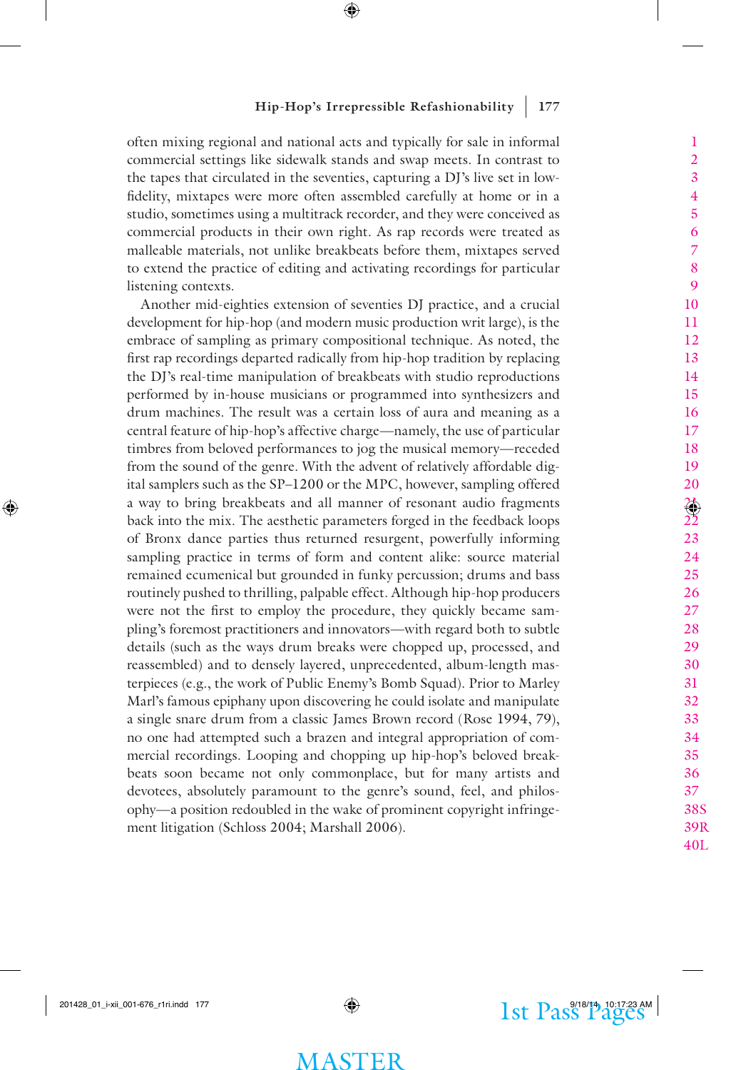often mixing regional and national acts and typically for sale in informal commercial settings like sidewalk stands and swap meets. In contrast to the tapes that circulated in the seventies, capturing a DJ's live set in low-fidelity, mixtapes were more often assembled carefully at home or in a studio, sometimes using a multitrack recorder, and they were conceived as commercial products in their own right. As rap records were treated as malleable materials, not unlike breakbeats before them, mixtapes served to extend the practice of editing and activating recordings for particular listening contexts.

Another mid-eighties extension of seventies DJ practice, and a crucial development for hip-hop (and modern music production writ large), is the embrace of sampling as primary compositional technique. As noted, the first rap recordings departed radically from hip-hop tradition by replacing the DJ's real-time manipulation of breakbeats with studio reproductions performed by in-house musicians or programmed into synthesizers and drum machines. The result was a certain loss of aura and meaning as a central feature of hip-hop's affective charge—namely, the use of particular timbres from beloved performances to jog the musical memory—receded from the sound of the genre. With the advent of relatively affordable digital samplers such as the SP–1200 or the MPC, however, sampling offered a way to bring breakbeats and all manner of resonant audio fragments back into the mix. The aesthetic parameters forged in the feedback loops of Bronx dance parties thus returned resurgent, powerfully informing sampling practice in terms of form and content alike: source material remained ecumenical but grounded in funky percussion; drums and bass routinely pushed to thrilling, palpable effect. Although hip-hop producers were not the first to employ the procedure, they quickly became sampling's foremost practitioners and innovators—with regard both to subtle details (such as the ways drum breaks were chopped up, processed, and reassembled) and to densely layered, unprecedented, album-length masterpieces (e.g., the work of Public Enemy's Bomb Squad). Prior to Marley Marl's famous epiphany upon discovering he could isolate and manipulate a single snare drum from a classic James Brown record (Rose 1994, 79), no one had attempted such a brazen and integral appropriation of commercial recordings. Looping and chopping up hip-hop's beloved breakbeats soon became not only commonplace, but for many artists and devotees, absolutely paramount to the genre's sound, feel, and philosophy—a position redoubled in the wake of prominent copyright infringement litigation (Schloss 2004; Marshall 2006).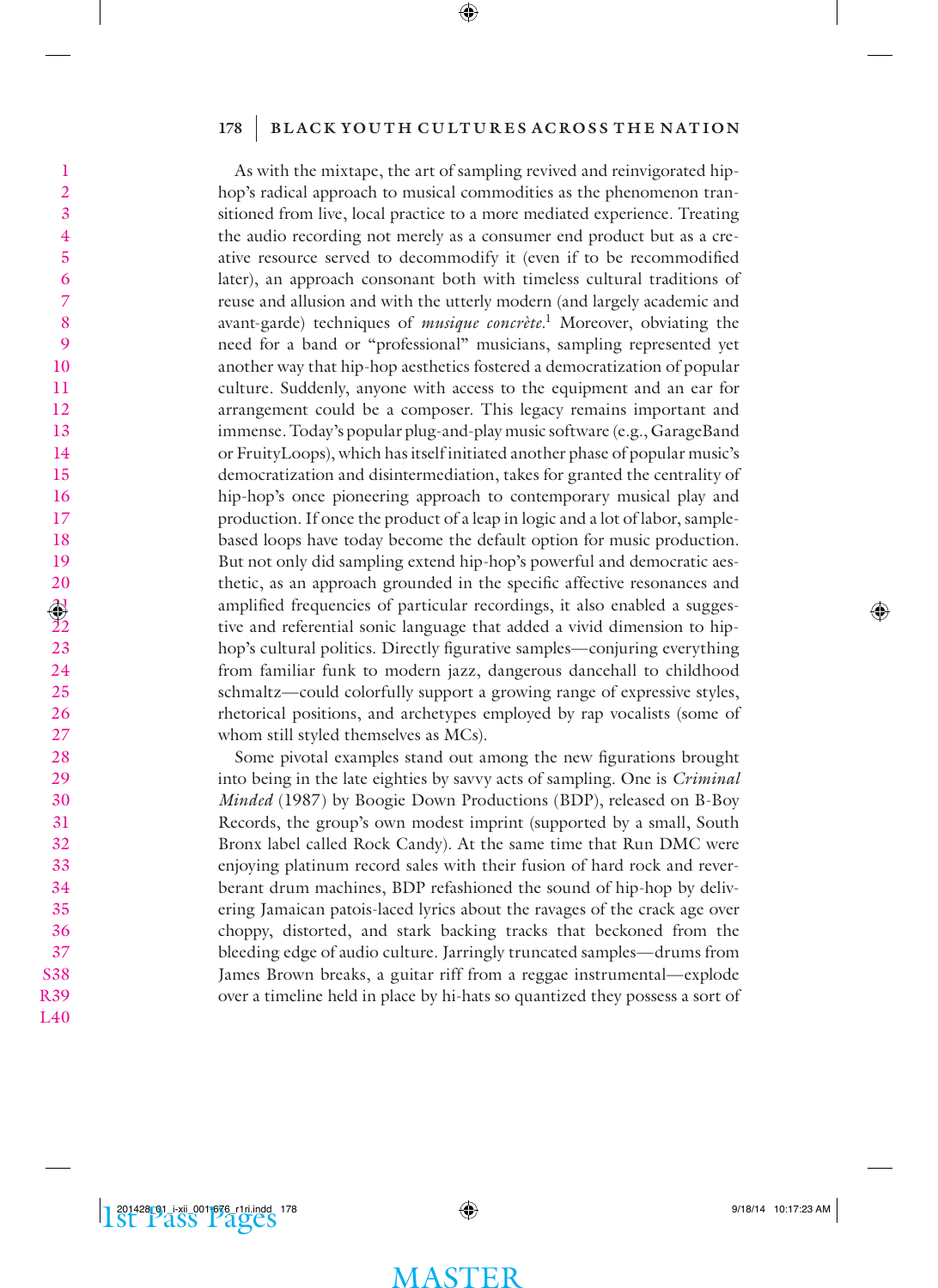As with the mixtape, the art of sampling revived and reinvigorated hip-hop's radical approach to musical commodities as the phenomenon transitioned from live, local practice to a more mediated experience. Treating the audio recording not merely as a consumer end product but as a creative resource served to decommodify it (even if to be recommodified later), an approach consonant both with timeless cultural traditions of reuse and allusion and with the utterly modern (and largely academic and avant-garde) techniques of *musique concrète*.[1] Moreover, obviating the need for a band or "professional" musicians, sampling represented yet another way that hip-hop aesthetics fostered a democratization of popular culture. Suddenly, anyone with access to the equipment and an ear for arrangement could be a composer. This legacy remains important and immense. Today's popular plug-and-play music software (e.g., GarageBand or FruityLoops), which has itself initiated another phase of popular music's democratization and disintermediation, takes for granted the centrality of hip-hop's once pioneering approach to contemporary musical play and production. If once the product of a leap in logic and a lot of labor, sample-based loops have today become the default option for music production. But not only did sampling extend hip-hop's powerful and democratic aesthetic, as an approach grounded in the specific affective resonances and amplified frequencies of particular recordings, it also enabled a suggestive and referential sonic language that added a vivid dimension to hip-hop's cultural politics. Directly figurative samples—conjuring everything from familiar funk to modern jazz, dangerous dancehall to childhood schmaltz—could colorfully support a growing range of expressive styles, rhetorical positions, and archetypes employed by rap vocalists (some of whom still styled themselves as MCs).

Some pivotal examples stand out among the new figurations brought into being in the late eighties by savvy acts of sampling. One is *Criminal Minded* (1987) by Boogie Down Productions (BDP), released on B-Boy Records, the group's own modest imprint (supported by a small, South Bronx label called Rock Candy). At the same time that Run DMC were enjoying platinum record sales with their fusion of hard rock and reverberant drum machines, BDP refashioned the sound of hip-hop by delivering Jamaican patois-laced lyrics about the ravages of the crack age over choppy, distorted, and stark backing tracks that beckoned from the bleeding edge of audio culture. Jarringly truncated samples—drums from James Brown breaks, a guitar riff from a reggae instrumental—explode over a timeline held in place by hi-hats so quantized they possess a sort of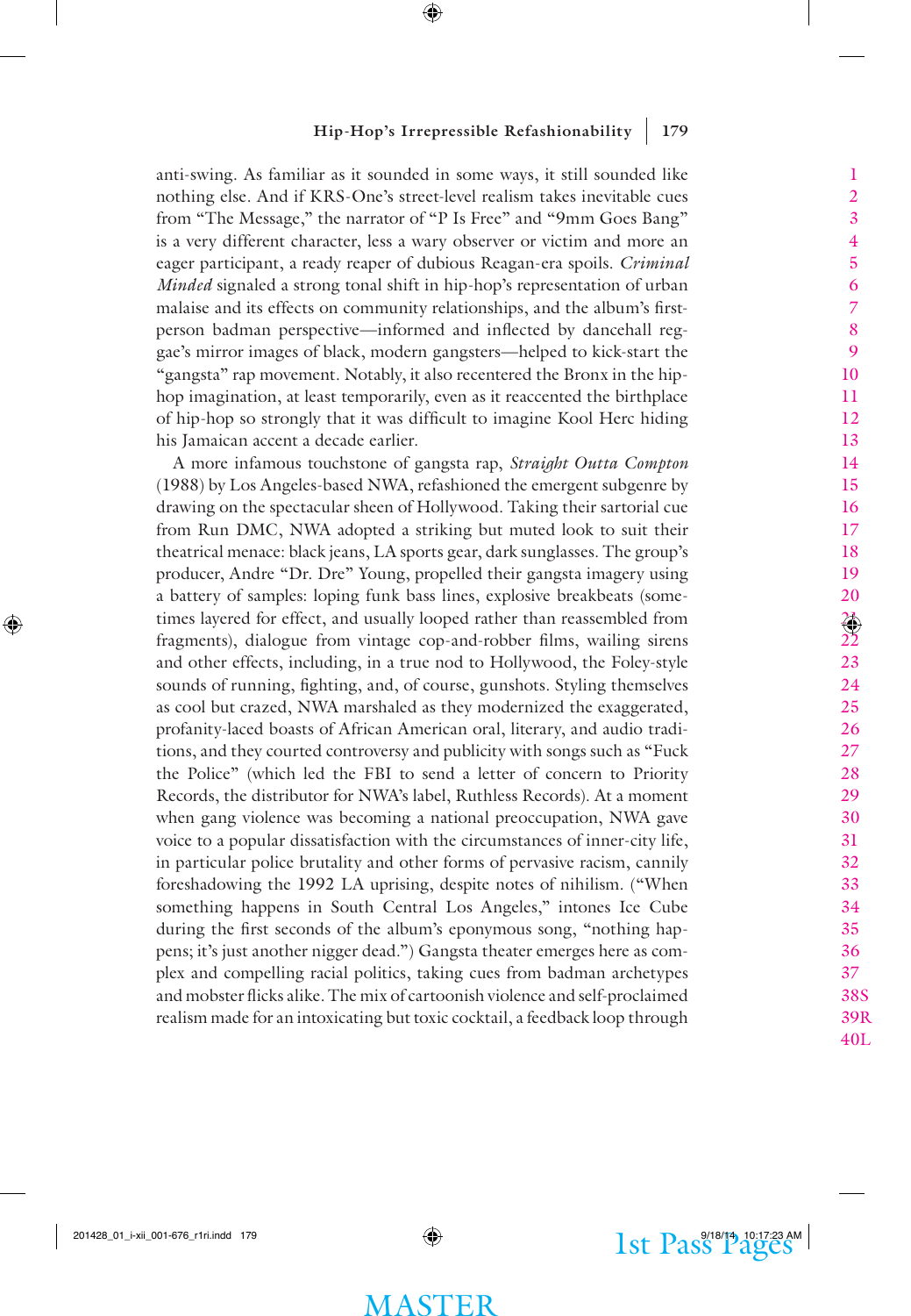anti-swing. As familiar as it sounded in some ways, it still sounded like nothing else. And if KRS-One's street-level realism takes inevitable cues from "The Message," the narrator of "P Is Free" and "9mm Goes Bang" is a very different character, less a wary observer or victim and more an eager participant, a ready reaper of dubious Reagan-era spoils. *Criminal Minded* signaled a strong tonal shift in hip-hop's representation of urban malaise and its effects on community relationships, and the album's first-person badman perspective—informed and inflected by dancehall reggae's mirror images of black, modern gangsters—helped to kick-start the "gangsta" rap movement. Notably, it also recentered the Bronx in the hip-hop imagination, at least temporarily, even as it reaccented the birthplace of hip-hop so strongly that it was difficult to imagine Kool Herc hiding his Jamaican accent a decade earlier.

A more infamous touchstone of gangsta rap, *Straight Outta Compton* (1988) by Los Angeles-based NWA, refashioned the emergent subgenre by drawing on the spectacular sheen of Hollywood. Taking their sartorial cue from Run DMC, NWA adopted a striking but muted look to suit their theatrical menace: black jeans, LA sports gear, dark sunglasses. The group's producer, Andre "Dr. Dre" Young, propelled their gangsta imagery using a battery of samples: loping funk bass lines, explosive breakbeats (sometimes layered for effect, and usually looped rather than reassembled from fragments), dialogue from vintage cop-and-robber films, wailing sirens and other effects, including, in a true nod to Hollywood, the Foley-style sounds of running, fighting, and, of course, gunshots. Styling themselves as cool but crazed, NWA marshaled as they modernized the exaggerated, profanity-laced boasts of African American oral, literary, and audio traditions, and they courted controversy and publicity with songs such as "Fuck the Police" (which led the FBI to send a letter of concern to Priority Records, the distributor for NWA's label, Ruthless Records). At a moment when gang violence was becoming a national preoccupation, NWA gave voice to a popular dissatisfaction with the circumstances of inner-city life, in particular police brutality and other forms of pervasive racism, cannily foreshadowing the 1992 LA uprising, despite notes of nihilism. ("When something happens in South Central Los Angeles," intones Ice Cube during the first seconds of the album's eponymous song, "nothing happens; it's just another nigger dead.") Gangsta theater emerges here as complex and compelling racial politics, taking cues from badman archetypes and mobster flicks alike. The mix of cartoonish violence and self-proclaimed realism made for an intoxicating but toxic cocktail, a feedback loop through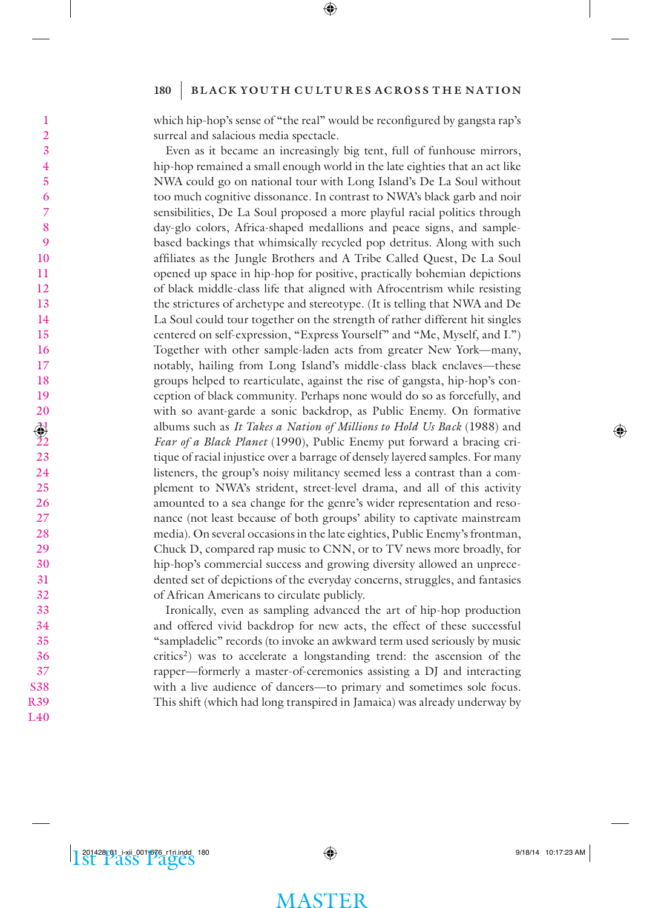which hip-hop's sense of "the real" would be reconfigured by gangsta rap's surreal and salacious media spectacle.

Even as it became an increasingly big tent, full of funhouse mirrors, hip-hop remained a small enough world in the late eighties that an act like NWA could go on national tour with Long Island's De La Soul without too much cognitive dissonance. In contrast to NWA's black garb and noir sensibilities, De La Soul proposed a more playful racial politics through day-glo colors, Africa-shaped medallions and peace signs, and sample-based backings that whimsically recycled pop detritus. Along with such affiliates as the Jungle Brothers and A Tribe Called Quest, De La Soul opened up space in hip-hop for positive, practically bohemian depictions of black middle-class life that aligned with Afrocentrism while resisting the strictures of archetype and stereotype. (It is telling that NWA and De La Soul could tour together on the strength of rather different hit singles centered on self-expression, "Express Yourself" and "Me, Myself, and I.") Together with other sample-laden acts from greater New York—many, notably, hailing from Long Island's middle-class black enclaves—these groups helped to rearticulate, against the rise of gangsta, hip-hop's conception of black community. Perhaps none would do so as forcefully, and with so avant-garde a sonic backdrop, as Public Enemy. On formative albums such as *It Takes a Nation of Millions to Hold Us Back* (1988) and *Fear of a Black Planet* (1990), Public Enemy put forward a bracing critique of racial injustice over a barrage of densely layered samples. For many listeners, the group's noisy militancy seemed less a contrast than a complement to NWA's strident, street-level drama, and all of this activity amounted to a sea change for the genre's wider representation and resonance (not least because of both groups' ability to captivate mainstream media). On several occasions in the late eighties, Public Enemy's frontman, Chuck D, compared rap music to CNN, or to TV news more broadly, for hip-hop's commercial success and growing diversity allowed an unprecedented set of depictions of the everyday concerns, struggles, and fantasies of African Americans to circulate publicly.

Ironically, even as sampling advanced the art of hip-hop production and offered vivid backdrop for new acts, the effect of these successful "sampladelic" records (to invoke an awkward term used seriously by music critics[2]) was to accelerate a longstanding trend: the ascension of the rapper—formerly a master-of-ceremonies assisting a DJ and interacting with a live audience of dancers—to primary and sometimes sole focus. This shift (which had long transpired in Jamaica) was already underway by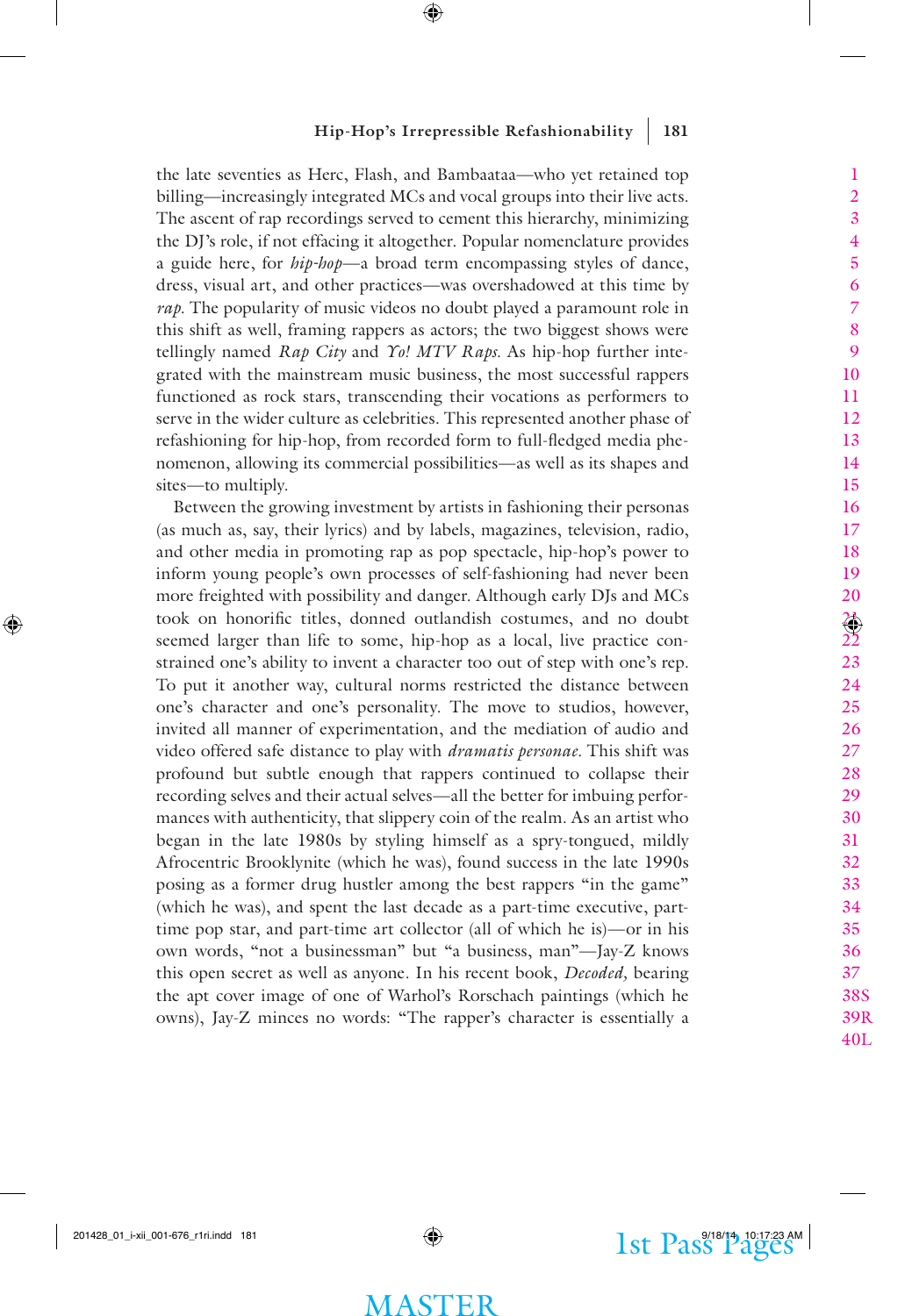the late seventies as Herc, Flash, and Bambaataa—who yet retained top billing—increasingly integrated MCs and vocal groups into their live acts. The ascent of rap recordings served to cement this hierarchy, minimizing the DJ's role, if not effacing it altogether. Popular nomenclature provides a guide here, for *hip-hop*—a broad term encompassing styles of dance, dress, visual art, and other practices—was overshadowed at this time by *rap*. The popularity of music videos no doubt played a paramount role in this shift as well, framing rappers as actors; the two biggest shows were tellingly named *Rap City* and *Yo! MTV Raps*. As hip-hop further integrated with the mainstream music business, the most successful rappers functioned as rock stars, transcending their vocations as performers to serve in the wider culture as celebrities. This represented another phase of refashioning for hip-hop, from recorded form to full-fledged media phenomenon, allowing its commercial possibilities—as well as its shapes and sites—to multiply.

Between the growing investment by artists in fashioning their personas (as much as, say, their lyrics) and by labels, magazines, television, radio, and other media in promoting rap as pop spectacle, hip-hop's power to inform young people's own processes of self-fashioning had never been more freighted with possibility and danger. Although early DJs and MCs took on honorific titles, donned outlandish costumes, and no doubt seemed larger than life to some, hip-hop as a local, live practice constrained one's ability to invent a character too out of step with one's rep. To put it another way, cultural norms restricted the distance between one's character and one's personality. The move to studios, however, invited all manner of experimentation, and the mediation of audio and video offered safe distance to play with *dramatis personae*. This shift was profound but subtle enough that rappers continued to collapse their recording selves and their actual selves—all the better for imbuing performances with authenticity, that slippery coin of the realm. As an artist who began in the late 1980s by styling himself as a spry-tongued, mildly Afrocentric Brooklynite (which he was), found success in the late 1990s posing as a former drug hustler among the best rappers "in the game" (which he was), and spent the last decade as a part-time executive, part-time pop star, and part-time art collector (all of which he is)—or in his own words, "not a businessman" but "a business, man"—Jay-Z knows this open secret as well as anyone. In his recent book, *Decoded*, bearing the apt cover image of one of Warhol's Rorschach paintings (which he owns), Jay-Z minces no words: "The rapper's character is essentially a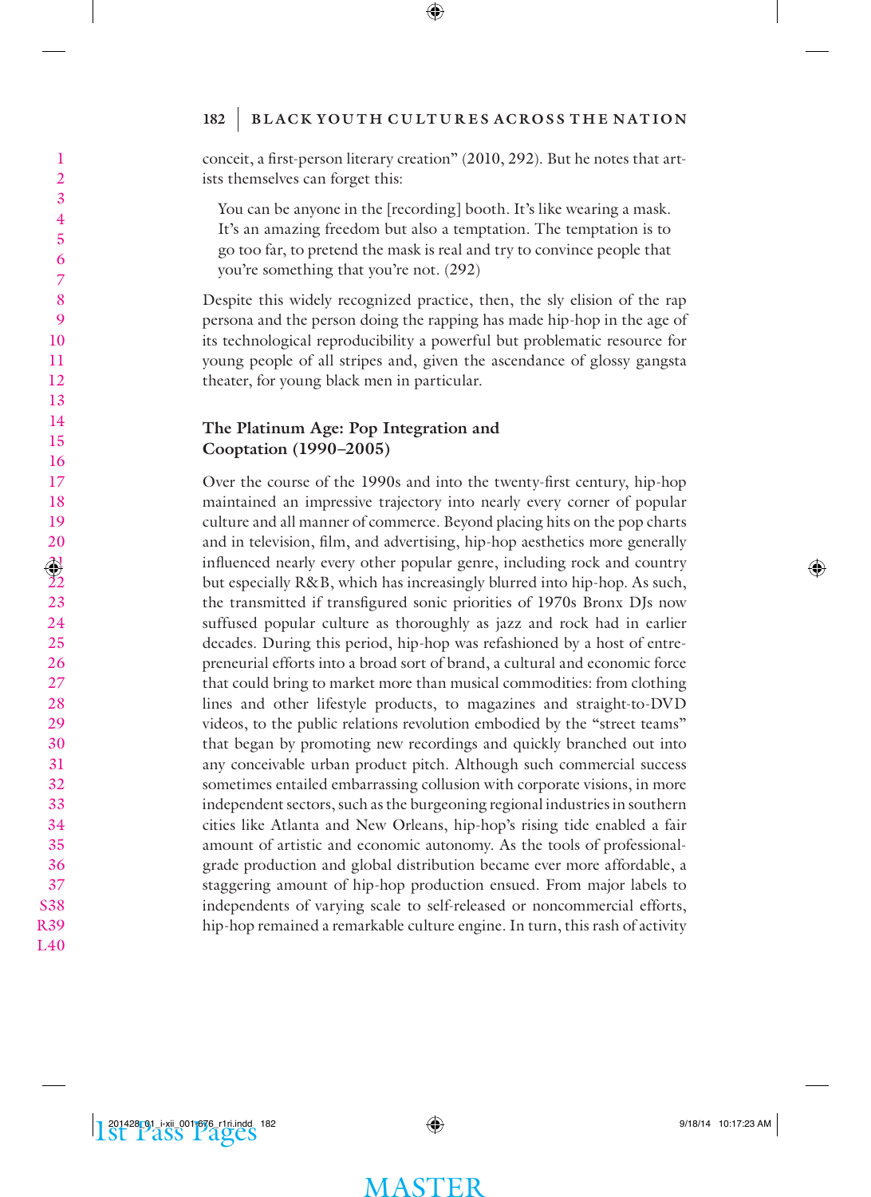conceit, a first-person literary creation" (2010, 292). But he notes that artists themselves can forget this:

> You can be anyone in the [recording] booth. It's like wearing a mask. It's an amazing freedom but also a temptation. The temptation is to go too far, to pretend the mask is real and try to convince people that you're something that you're not. (292)

Despite this widely recognized practice, then, the sly elision of the rap persona and the person doing the rapping has made hip-hop in the age of its technological reproducibility a powerful but problematic resource for young people of all stripes and, given the ascendance of glossy gangsta theater, for young black men in particular.

### The Platinum Age: Pop Integration and Cooptation (1990–2005)

Over the course of the 1990s and into the twenty-first century, hip-hop maintained an impressive trajectory into nearly every corner of popular culture and all manner of commerce. Beyond placing hits on the pop charts and in television, film, and advertising, hip-hop aesthetics more generally influenced nearly every other popular genre, including rock and country but especially R&B, which has increasingly blurred into hip-hop. As such, the transmitted if transfigured sonic priorities of 1970s Bronx DJs now suffused popular culture as thoroughly as jazz and rock had in earlier decades. During this period, hip-hop was refashioned by a host of entrepreneurial efforts into a broad sort of brand, a cultural and economic force that could bring to market more than musical commodities: from clothing lines and other lifestyle products, to magazines and straight-to-DVD videos, to the public relations revolution embodied by the "street teams" that began by promoting new recordings and quickly branched out into any conceivable urban product pitch. Although such commercial success sometimes entailed embarrassing collusion with corporate visions, in more independent sectors, such as the burgeoning regional industries in southern cities like Atlanta and New Orleans, hip-hop's rising tide enabled a fair amount of artistic and economic autonomy. As the tools of professional-grade production and global distribution became ever more affordable, a staggering amount of hip-hop production ensued. From major labels to independents of varying scale to self-released or noncommercial efforts, hip-hop remained a remarkable culture engine. In turn, this rash of activity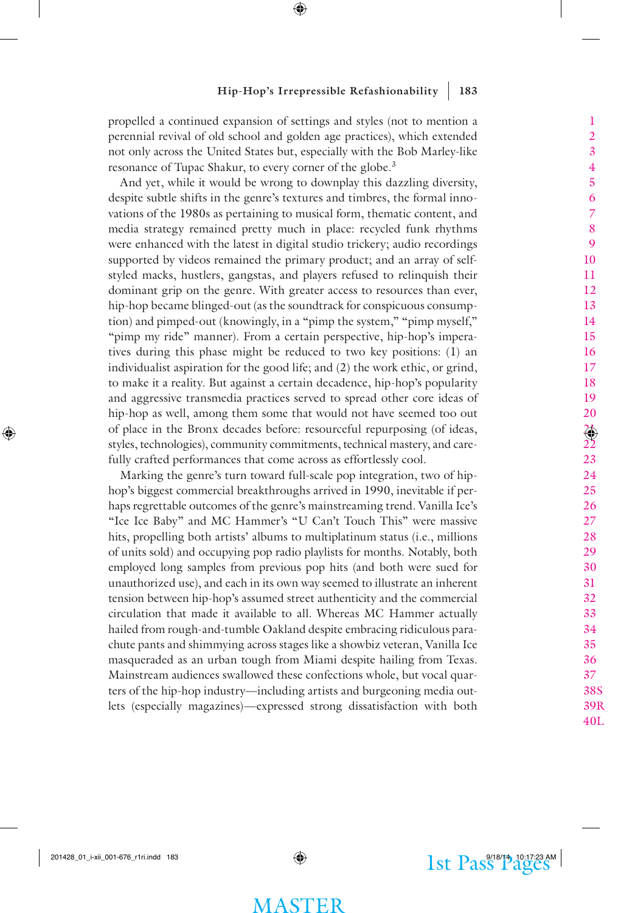propelled a continued expansion of settings and styles (not to mention a perennial revival of old school and golden age practices), which extended not only across the United States but, especially with the Bob Marley-like resonance of Tupac Shakur, to every corner of the globe.[3]

And yet, while it would be wrong to downplay this dazzling diversity, despite subtle shifts in the genre's textures and timbres, the formal innovations of the 1980s as pertaining to musical form, thematic content, and media strategy remained pretty much in place: recycled funk rhythms were enhanced with the latest in digital studio trickery; audio recordings supported by videos remained the primary product; and an array of self-styled macks, hustlers, gangstas, and players refused to relinquish their dominant grip on the genre. With greater access to resources than ever, hip-hop became blinged-out (as the soundtrack for conspicuous consumption) and pimped-out (knowingly, in a "pimp the system," "pimp myself," "pimp my ride" manner). From a certain perspective, hip-hop's imperatives during this phase might be reduced to two key positions: (1) an individualist aspiration for the good life; and (2) the work ethic, or grind, to make it a reality. But against a certain decadence, hip-hop's popularity and aggressive transmedia practices served to spread other core ideas of hip-hop as well, among them some that would not have seemed too out of place in the Bronx decades before: resourceful repurposing (of ideas, styles, technologies), community commitments, technical mastery, and carefully crafted performances that come across as effortlessly cool.

Marking the genre's turn toward full-scale pop integration, two of hip-hop's biggest commercial breakthroughs arrived in 1990, inevitable if perhaps regrettable outcomes of the genre's mainstreaming trend. Vanilla Ice's "Ice Ice Baby" and MC Hammer's "U Can't Touch This" were massive hits, propelling both artists' albums to multiplatinum status (i.e., millions of units sold) and occupying pop radio playlists for months. Notably, both employed long samples from previous pop hits (and both were sued for unauthorized use), and each in its own way seemed to illustrate an inherent tension between hip-hop's assumed street authenticity and the commercial circulation that made it available to all. Whereas MC Hammer actually hailed from rough-and-tumble Oakland despite embracing ridiculous parachute pants and shimmying across stages like a showbiz veteran, Vanilla Ice masqueraded as an urban tough from Miami despite hailing from Texas. Mainstream audiences swallowed these confections whole, but vocal quarters of the hip-hop industry—including artists and burgeoning media outlets (especially magazines)—expressed strong dissatisfaction with both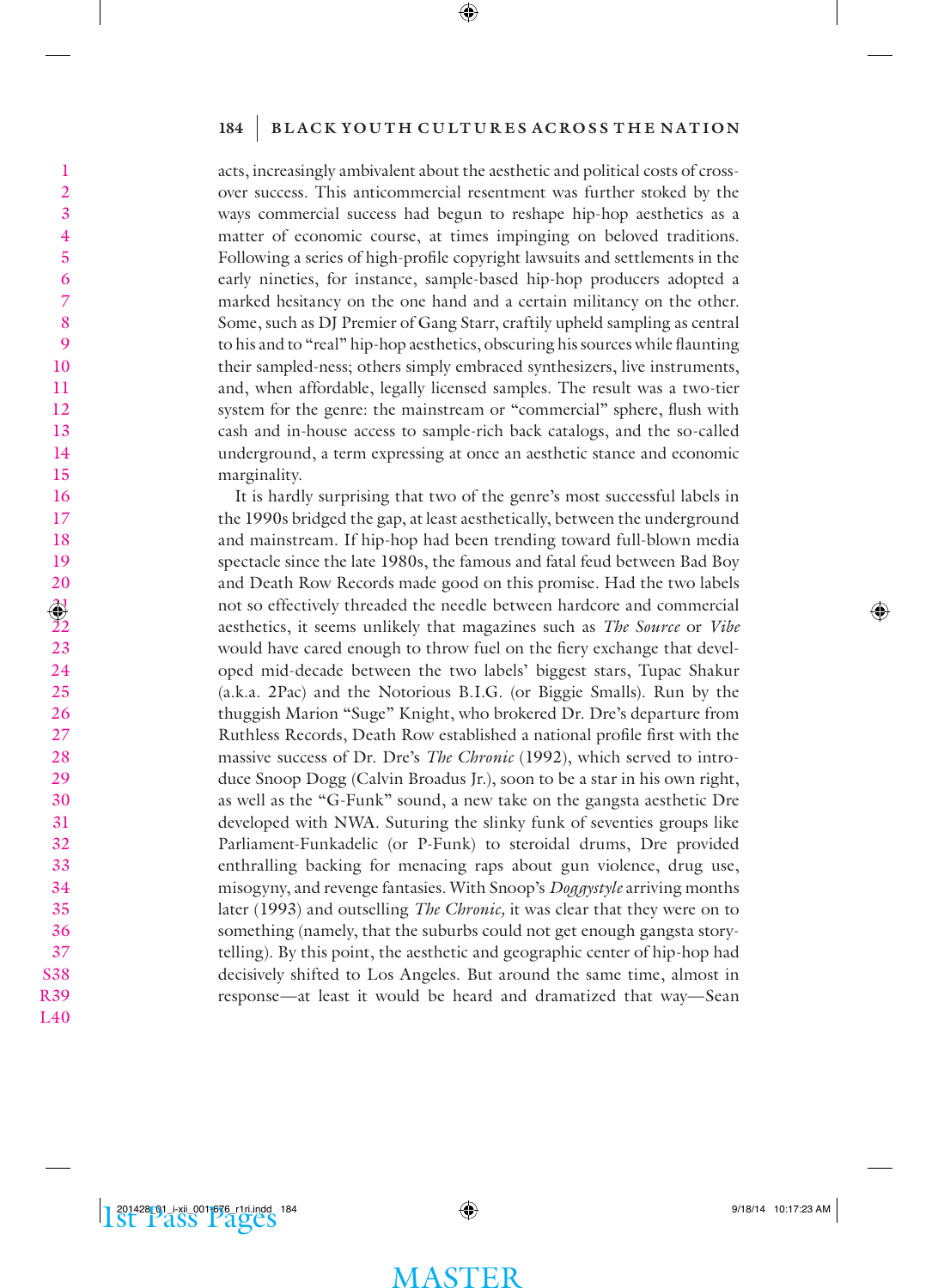acts, increasingly ambivalent about the aesthetic and political costs of crossover success. This anticommercial resentment was further stoked by the ways commercial success had begun to reshape hip-hop aesthetics as a matter of economic course, at times impinging on beloved traditions. Following a series of high-profile copyright lawsuits and settlements in the early nineties, for instance, sample-based hip-hop producers adopted a marked hesitancy on the one hand and a certain militancy on the other. Some, such as DJ Premier of Gang Starr, craftily upheld sampling as central to his and to "real" hip-hop aesthetics, obscuring his sources while flaunting their sampled-ness; others simply embraced synthesizers, live instruments, and, when affordable, legally licensed samples. The result was a two-tier system for the genre: the mainstream or "commercial" sphere, flush with cash and in-house access to sample-rich back catalogs, and the so-called underground, a term expressing at once an aesthetic stance and economic marginality.

It is hardly surprising that two of the genre's most successful labels in the 1990s bridged the gap, at least aesthetically, between the underground and mainstream. If hip-hop had been trending toward full-blown media spectacle since the late 1980s, the famous and fatal feud between Bad Boy and Death Row Records made good on this promise. Had the two labels not so effectively threaded the needle between hardcore and commercial aesthetics, it seems unlikely that magazines such as *The Source* or *Vibe* would have cared enough to throw fuel on the fiery exchange that developed mid-decade between the two labels' biggest stars, Tupac Shakur (a.k.a. 2Pac) and the Notorious B.I.G. (or Biggie Smalls). Run by the thuggish Marion "Suge" Knight, who brokered Dr. Dre's departure from Ruthless Records, Death Row established a national profile first with the massive success of Dr. Dre's *The Chronic* (1992), which served to introduce Snoop Dogg (Calvin Broadus Jr.), soon to be a star in his own right, as well as the "G-Funk" sound, a new take on the gangsta aesthetic Dre developed with NWA. Suturing the slinky funk of seventies groups like Parliament-Funkadelic (or P-Funk) to steroidal drums, Dre provided enthralling backing for menacing raps about gun violence, drug use, misogyny, and revenge fantasies. With Snoop's *Doggystyle* arriving months later (1993) and outselling *The Chronic,* it was clear that they were on to something (namely, that the suburbs could not get enough gangsta storytelling). By this point, the aesthetic and geographic center of hip-hop had decisively shifted to Los Angeles. But around the same time, almost in response—at least it would be heard and dramatized that way—Sean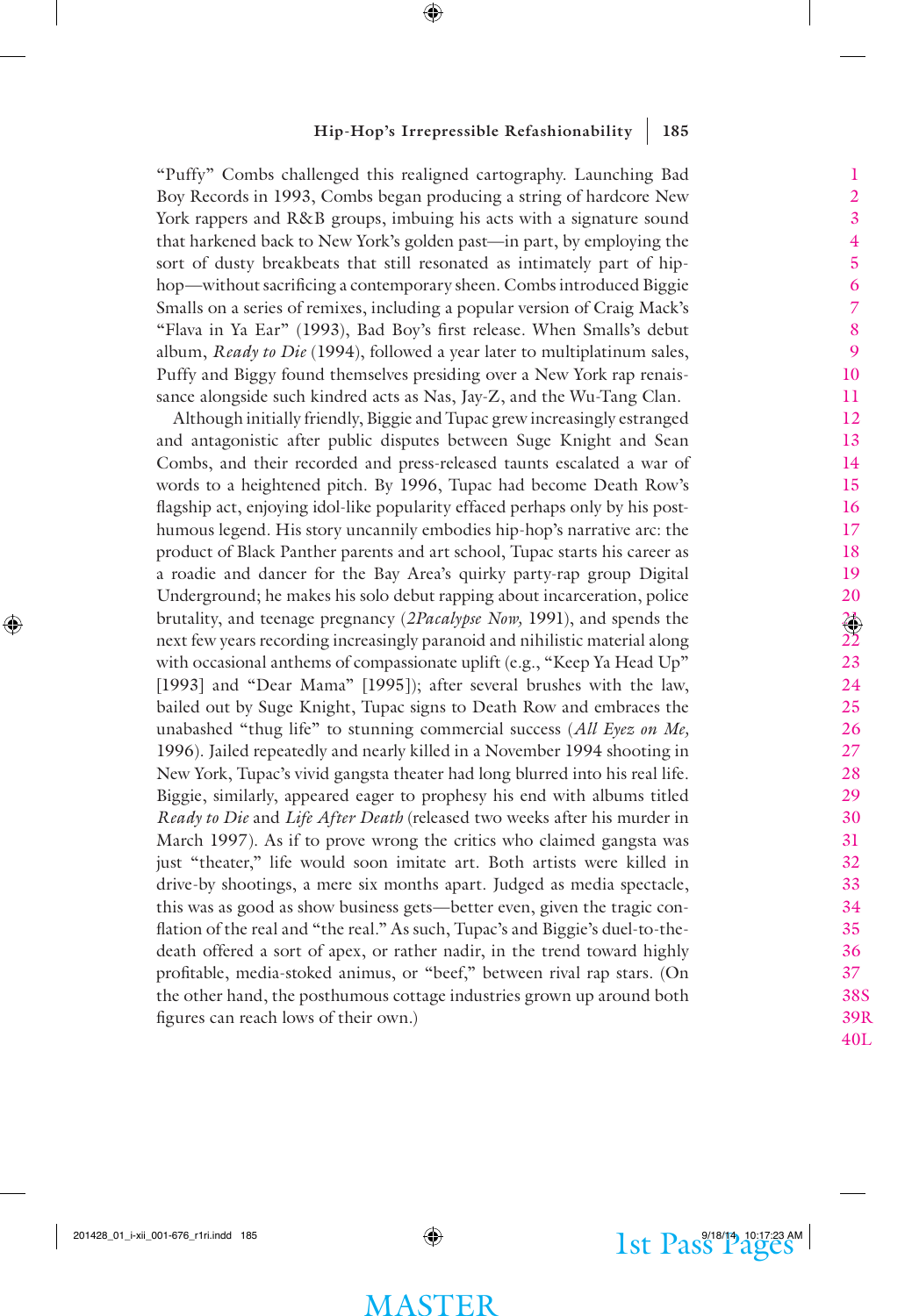"Puffy" Combs challenged this realigned cartography. Launching Bad Boy Records in 1993, Combs began producing a string of hardcore New York rappers and R&B groups, imbuing his acts with a signature sound that harkened back to New York's golden past—in part, by employing the sort of dusty breakbeats that still resonated as intimately part of hip-hop—without sacrificing a contemporary sheen. Combs introduced Biggie Smalls on a series of remixes, including a popular version of Craig Mack's "Flava in Ya Ear" (1993), Bad Boy's first release. When Smalls's debut album, *Ready to Die* (1994), followed a year later to multiplatinum sales, Puffy and Biggy found themselves presiding over a New York rap renaissance alongside such kindred acts as Nas, Jay-Z, and the Wu-Tang Clan.

Although initially friendly, Biggie and Tupac grew increasingly estranged and antagonistic after public disputes between Suge Knight and Sean Combs, and their recorded and press-released taunts escalated a war of words to a heightened pitch. By 1996, Tupac had become Death Row's flagship act, enjoying idol-like popularity effaced perhaps only by his posthumous legend. His story uncannily embodies hip-hop's narrative arc: the product of Black Panther parents and art school, Tupac starts his career as a roadie and dancer for the Bay Area's quirky party-rap group Digital Underground; he makes his solo debut rapping about incarceration, police brutality, and teenage pregnancy (*2Pacalypse Now,* 1991), and spends the next few years recording increasingly paranoid and nihilistic material along with occasional anthems of compassionate uplift (e.g., "Keep Ya Head Up" [1993] and "Dear Mama" [1995]); after several brushes with the law, bailed out by Suge Knight, Tupac signs to Death Row and embraces the unabashed "thug life" to stunning commercial success (*All Eyez on Me,* 1996). Jailed repeatedly and nearly killed in a November 1994 shooting in New York, Tupac's vivid gangsta theater had long blurred into his real life. Biggie, similarly, appeared eager to prophesy his end with albums titled *Ready to Die* and *Life After Death* (released two weeks after his murder in March 1997). As if to prove wrong the critics who claimed gangsta was just "theater," life would soon imitate art. Both artists were killed in drive-by shootings, a mere six months apart. Judged as media spectacle, this was as good as show business gets—better even, given the tragic conflation of the real and "the real." As such, Tupac's and Biggie's duel-to-the-death offered a sort of apex, or rather nadir, in the trend toward highly profitable, media-stoked animus, or "beef," between rival rap stars. (On the other hand, the posthumous cottage industries grown up around both figures can reach lows of their own.)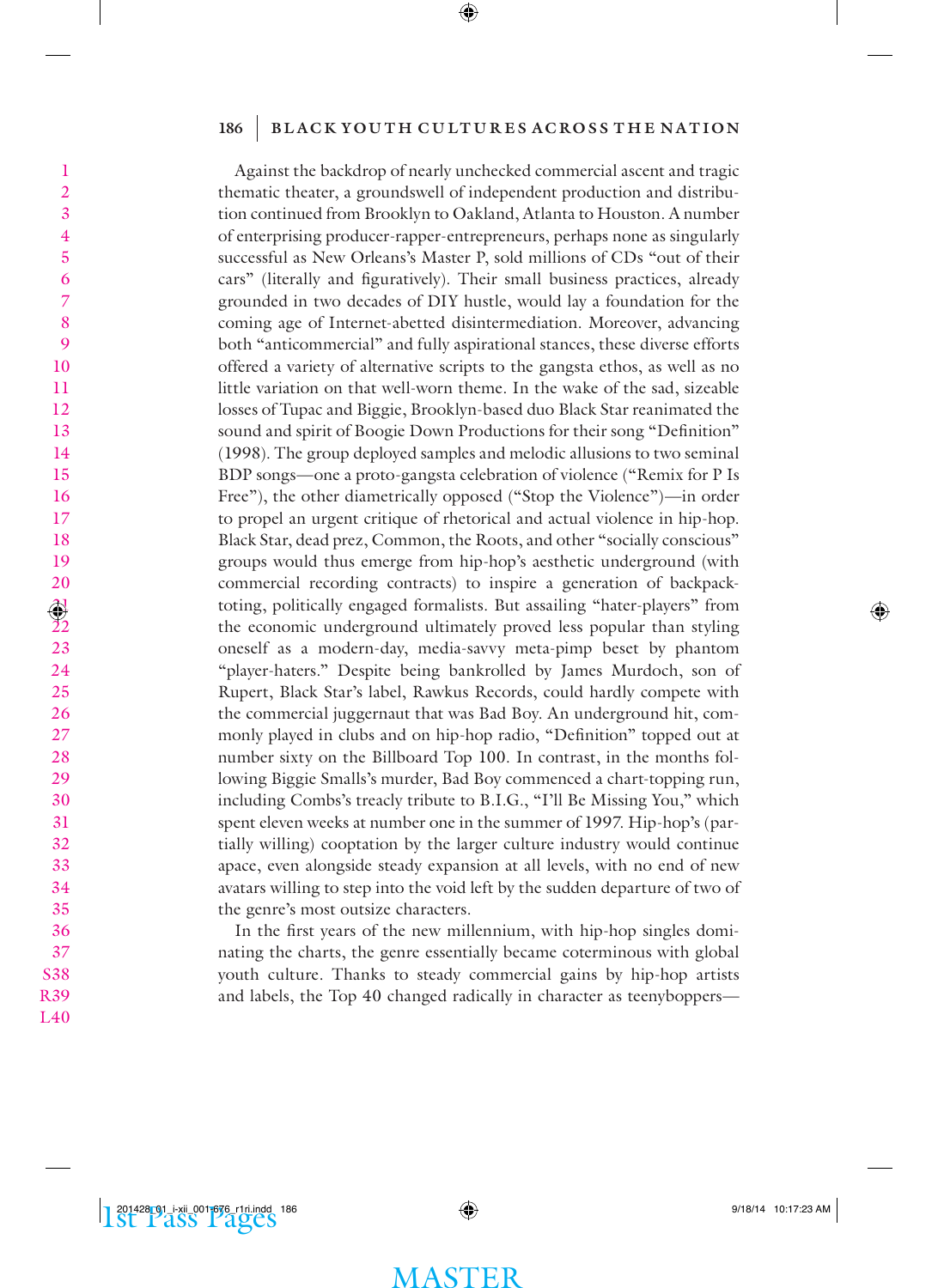Against the backdrop of nearly unchecked commercial ascent and tragic thematic theater, a groundswell of independent production and distribution continued from Brooklyn to Oakland, Atlanta to Houston. A number of enterprising producer-rapper-entrepreneurs, perhaps none as singularly successful as New Orleans's Master P, sold millions of CDs "out of their cars" (literally and figuratively). Their small business practices, already grounded in two decades of DIY hustle, would lay a foundation for the coming age of Internet-abetted disintermediation. Moreover, advancing both "anticommercial" and fully aspirational stances, these diverse efforts offered a variety of alternative scripts to the gangsta ethos, as well as no little variation on that well-worn theme. In the wake of the sad, sizeable losses of Tupac and Biggie, Brooklyn-based duo Black Star reanimated the sound and spirit of Boogie Down Productions for their song "Definition" (1998). The group deployed samples and melodic allusions to two seminal BDP songs—one a proto-gangsta celebration of violence ("Remix for P Is Free"), the other diametrically opposed ("Stop the Violence")—in order to propel an urgent critique of rhetorical and actual violence in hip-hop. Black Star, dead prez, Common, the Roots, and other "socially conscious" groups would thus emerge from hip-hop's aesthetic underground (with commercial recording contracts) to inspire a generation of backpack-toting, politically engaged formalists. But assailing "hater-players" from the economic underground ultimately proved less popular than styling oneself as a modern-day, media-savvy meta-pimp beset by phantom "player-haters." Despite being bankrolled by James Murdoch, son of Rupert, Black Star's label, Rawkus Records, could hardly compete with the commercial juggernaut that was Bad Boy. An underground hit, commonly played in clubs and on hip-hop radio, "Definition" topped out at number sixty on the Billboard Top 100. In contrast, in the months following Biggie Smalls's murder, Bad Boy commenced a chart-topping run, including Combs's treacly tribute to B.I.G., "I'll Be Missing You," which spent eleven weeks at number one in the summer of 1997. Hip-hop's (partially willing) cooptation by the larger culture industry would continue apace, even alongside steady expansion at all levels, with no end of new avatars willing to step into the void left by the sudden departure of two of the genre's most outsize characters.

In the first years of the new millennium, with hip-hop singles dominating the charts, the genre essentially became coterminous with global youth culture. Thanks to steady commercial gains by hip-hop artists and labels, the Top 40 changed radically in character as teenyboppers—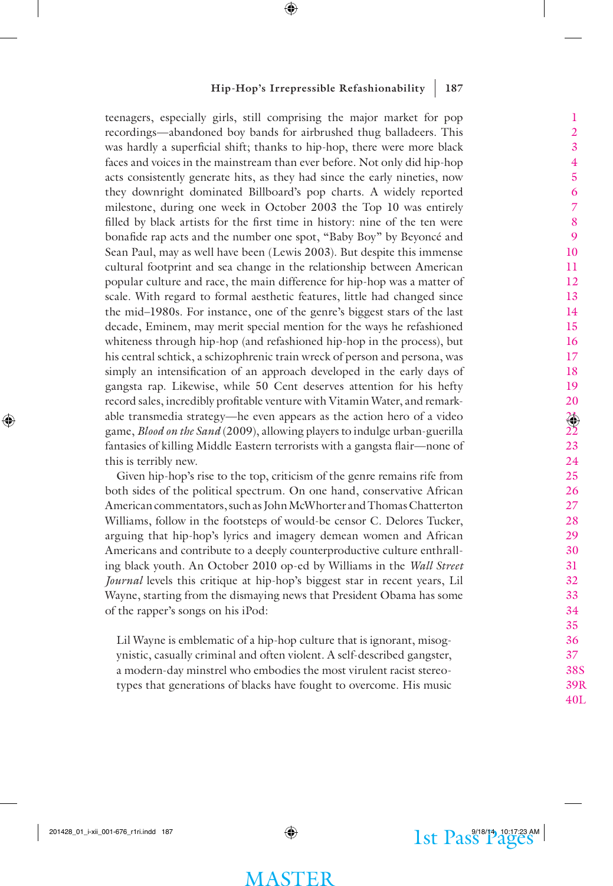teenagers, especially girls, still comprising the major market for pop recordings—abandoned boy bands for airbrushed thug balladeers. This was hardly a superficial shift; thanks to hip-hop, there were more black faces and voices in the mainstream than ever before. Not only did hip-hop acts consistently generate hits, as they had since the early nineties, now they downright dominated Billboard's pop charts. A widely reported milestone, during one week in October 2003 the Top 10 was entirely filled by black artists for the first time in history: nine of the ten were bonafide rap acts and the number one spot, "Baby Boy" by Beyoncé and Sean Paul, may as well have been (Lewis 2003). But despite this immense cultural footprint and sea change in the relationship between American popular culture and race, the main difference for hip-hop was a matter of scale. With regard to formal aesthetic features, little had changed since the mid–1980s. For instance, one of the genre's biggest stars of the last decade, Eminem, may merit special mention for the ways he refashioned whiteness through hip-hop (and refashioned hip-hop in the process), but his central schtick, a schizophrenic train wreck of person and persona, was simply an intensification of an approach developed in the early days of gangsta rap. Likewise, while 50 Cent deserves attention for his hefty record sales, incredibly profitable venture with Vitamin Water, and remarkable transmedia strategy—he even appears as the action hero of a video game, *Blood on the Sand* (2009), allowing players to indulge urban-guerilla fantasies of killing Middle Eastern terrorists with a gangsta flair—none of this is terribly new.

Given hip-hop's rise to the top, criticism of the genre remains rife from both sides of the political spectrum. On one hand, conservative African American commentators, such as John McWhorter and Thomas Chatterton Williams, follow in the footsteps of would-be censor C. Delores Tucker, arguing that hip-hop's lyrics and imagery demean women and African Americans and contribute to a deeply counterproductive culture enthralling black youth. An October 2010 op-ed by Williams in the *Wall Street Journal* levels this critique at hip-hop's biggest star in recent years, Lil Wayne, starting from the dismaying news that President Obama has some of the rapper's songs on his iPod:

> Lil Wayne is emblematic of a hip-hop culture that is ignorant, misogynistic, casually criminal and often violent. A self-described gangster, a modern-day minstrel who embodies the most virulent racist stereotypes that generations of blacks have fought to overcome. His music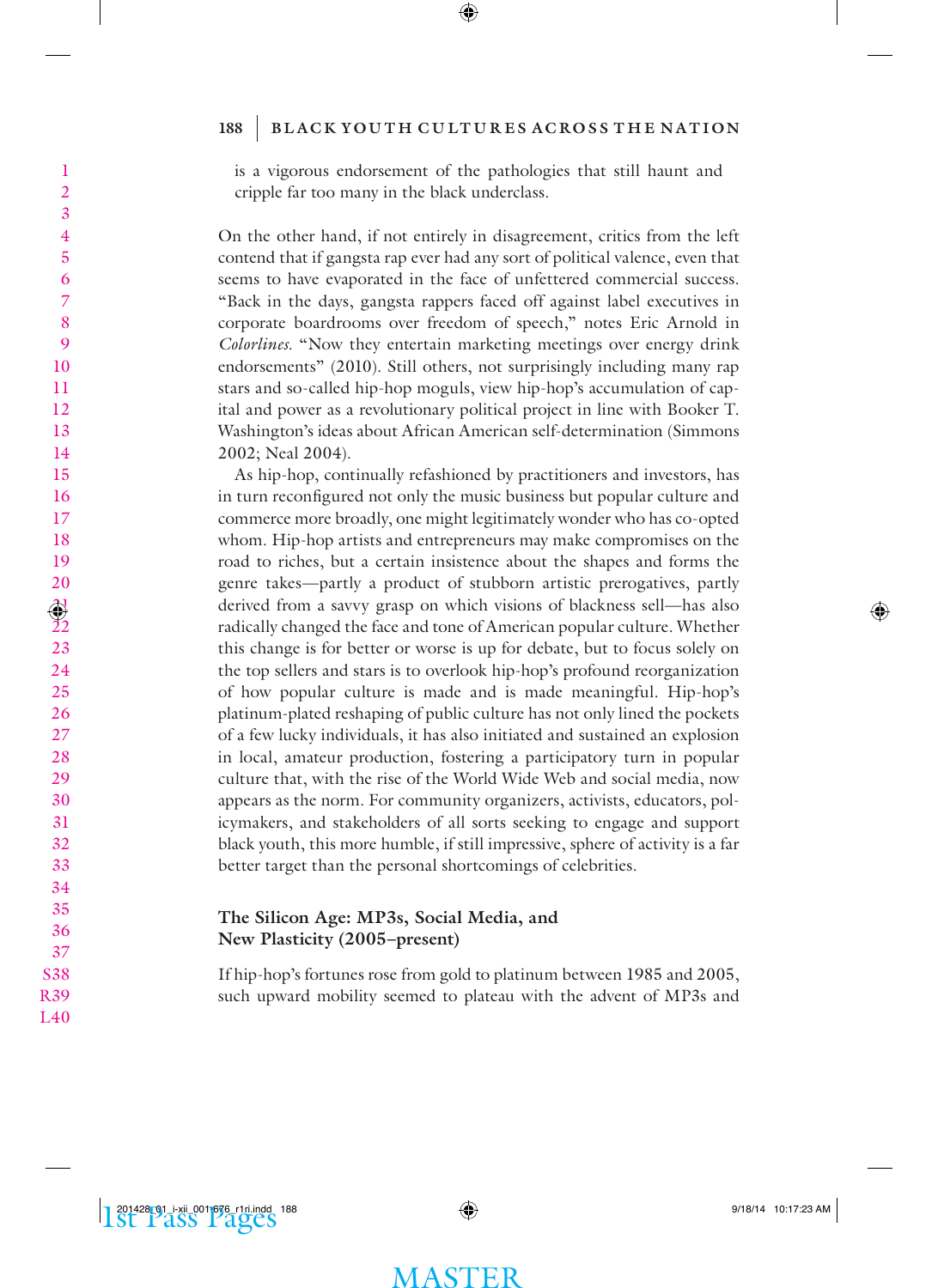is a vigorous endorsement of the pathologies that still haunt and cripple far too many in the black underclass.

On the other hand, if not entirely in disagreement, critics from the left contend that if gangsta rap ever had any sort of political valence, even that seems to have evaporated in the face of unfettered commercial success. "Back in the days, gangsta rappers faced off against label executives in corporate boardrooms over freedom of speech," notes Eric Arnold in *Colorlines*. "Now they entertain marketing meetings over energy drink endorsements" (2010). Still others, not surprisingly including many rap stars and so-called hip-hop moguls, view hip-hop's accumulation of capital and power as a revolutionary political project in line with Booker T. Washington's ideas about African American self-determination (Simmons 2002; Neal 2004).

As hip-hop, continually refashioned by practitioners and investors, has in turn reconfigured not only the music business but popular culture and commerce more broadly, one might legitimately wonder who has co-opted whom. Hip-hop artists and entrepreneurs may make compromises on the road to riches, but a certain insistence about the shapes and forms the genre takes—partly a product of stubborn artistic prerogatives, partly derived from a savvy grasp on which visions of blackness sell—has also radically changed the face and tone of American popular culture. Whether this change is for better or worse is up for debate, but to focus solely on the top sellers and stars is to overlook hip-hop's profound reorganization of how popular culture is made and is made meaningful. Hip-hop's platinum-plated reshaping of public culture has not only lined the pockets of a few lucky individuals, it has also initiated and sustained an explosion in local, amateur production, fostering a participatory turn in popular culture that, with the rise of the World Wide Web and social media, now appears as the norm. For community organizers, activists, educators, policymakers, and stakeholders of all sorts seeking to engage and support black youth, this more humble, if still impressive, sphere of activity is a far better target than the personal shortcomings of celebrities.

### The Silicon Age: MP3s, Social Media, and New Plasticity (2005–present)

If hip-hop's fortunes rose from gold to platinum between 1985 and 2005, such upward mobility seemed to plateau with the advent of MP3s and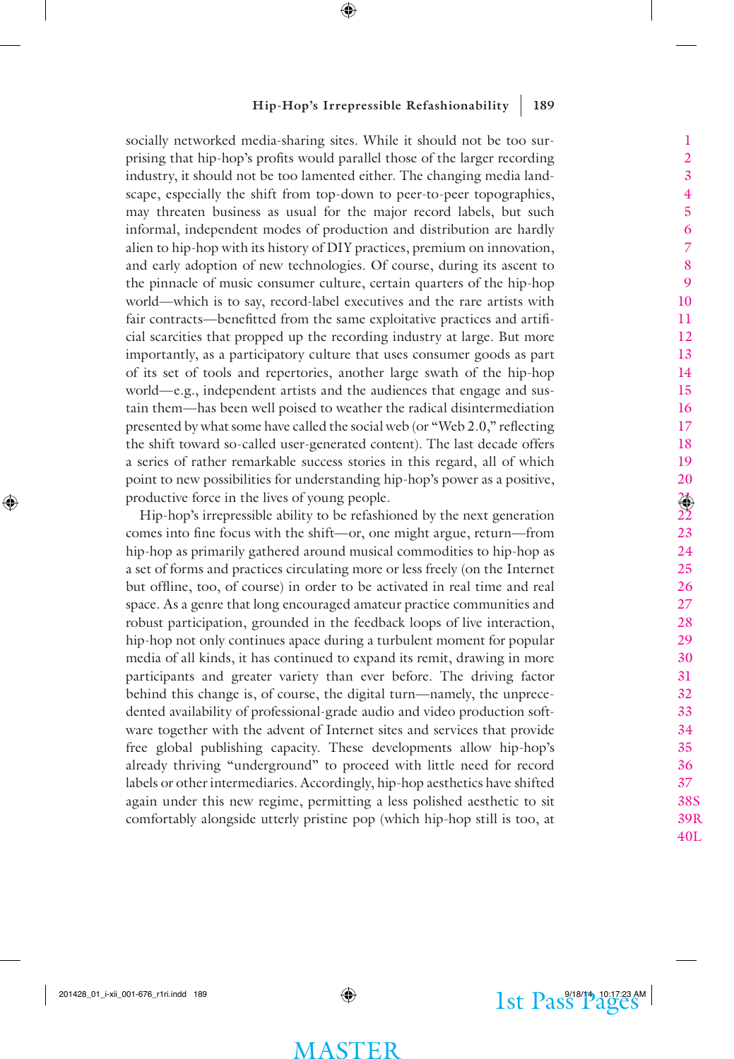socially networked media-sharing sites. While it should not be too surprising that hip-hop's profits would parallel those of the larger recording industry, it should not be too lamented either. The changing media landscape, especially the shift from top-down to peer-to-peer topographies, may threaten business as usual for the major record labels, but such informal, independent modes of production and distribution are hardly alien to hip-hop with its history of DIY practices, premium on innovation, and early adoption of new technologies. Of course, during its ascent to the pinnacle of music consumer culture, certain quarters of the hip-hop world—which is to say, record-label executives and the rare artists with fair contracts—benefitted from the same exploitative practices and artificial scarcities that propped up the recording industry at large. But more importantly, as a participatory culture that uses consumer goods as part of its set of tools and repertories, another large swath of the hip-hop world—e.g., independent artists and the audiences that engage and sustain them—has been well poised to weather the radical disintermediation presented by what some have called the social web (or "Web 2.0," reflecting the shift toward so-called user-generated content). The last decade offers a series of rather remarkable success stories in this regard, all of which point to new possibilities for understanding hip-hop's power as a positive, productive force in the lives of young people.

Hip-hop's irrepressible ability to be refashioned by the next generation comes into fine focus with the shift—or, one might argue, return—from hip-hop as primarily gathered around musical commodities to hip-hop as a set of forms and practices circulating more or less freely (on the Internet but offline, too, of course) in order to be activated in real time and real space. As a genre that long encouraged amateur practice communities and robust participation, grounded in the feedback loops of live interaction, hip-hop not only continues apace during a turbulent moment for popular media of all kinds, it has continued to expand its remit, drawing in more participants and greater variety than ever before. The driving factor behind this change is, of course, the digital turn—namely, the unprecedented availability of professional-grade audio and video production software together with the advent of Internet sites and services that provide free global publishing capacity. These developments allow hip-hop's already thriving "underground" to proceed with little need for record labels or other intermediaries. Accordingly, hip-hop aesthetics have shifted again under this new regime, permitting a less polished aesthetic to sit comfortably alongside utterly pristine pop (which hip-hop still is too, at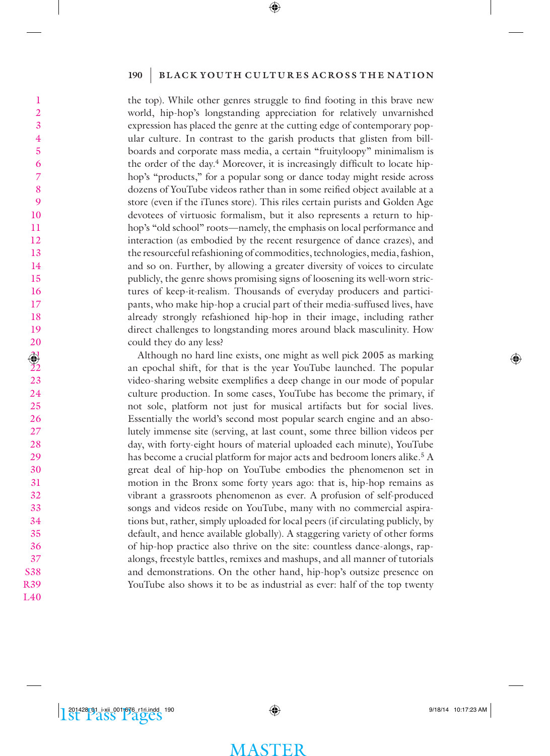the top). While other genres struggle to find footing in this brave new world, hip-hop's longstanding appreciation for relatively unvarnished expression has placed the genre at the cutting edge of contemporary popular culture. In contrast to the garish products that glisten from billboards and corporate mass media, a certain "fruityloopy" minimalism is the order of the day.[4] Moreover, it is increasingly difficult to locate hip-hop's "products," for a popular song or dance today might reside across dozens of YouTube videos rather than in some reified object available at a store (even if the iTunes store). This riles certain purists and Golden Age devotees of virtuosic formalism, but it also represents a return to hip-hop's "old school" roots—namely, the emphasis on local performance and interaction (as embodied by the recent resurgence of dance crazes), and the resourceful refashioning of commodities, technologies, media, fashion, and so on. Further, by allowing a greater diversity of voices to circulate publicly, the genre shows promising signs of loosening its well-worn strictures of keep-it-realism. Thousands of everyday producers and participants, who make hip-hop a crucial part of their media-suffused lives, have already strongly refashioned hip-hop in their image, including rather direct challenges to longstanding mores around black masculinity. How could they do any less?

Although no hard line exists, one might as well pick 2005 as marking an epochal shift, for that is the year YouTube launched. The popular video-sharing website exemplifies a deep change in our mode of popular culture production. In some cases, YouTube has become the primary, if not sole, platform not just for musical artifacts but for social lives. Essentially the world's second most popular search engine and an absolutely immense site (serving, at last count, some three billion videos per day, with forty-eight hours of material uploaded each minute), YouTube has become a crucial platform for major acts and bedroom loners alike.[5] A great deal of hip-hop on YouTube embodies the phenomenon set in motion in the Bronx some forty years ago: that is, hip-hop remains as vibrant a grassroots phenomenon as ever. A profusion of self-produced songs and videos reside on YouTube, many with no commercial aspirations but, rather, simply uploaded for local peers (if circulating publicly, by default, and hence available globally). A staggering variety of other forms of hip-hop practice also thrive on the site: countless dance-alongs, rap-alongs, freestyle battles, remixes and mashups, and all manner of tutorials and demonstrations. On the other hand, hip-hop's outsize presence on YouTube also shows it to be as industrial as ever: half of the top twenty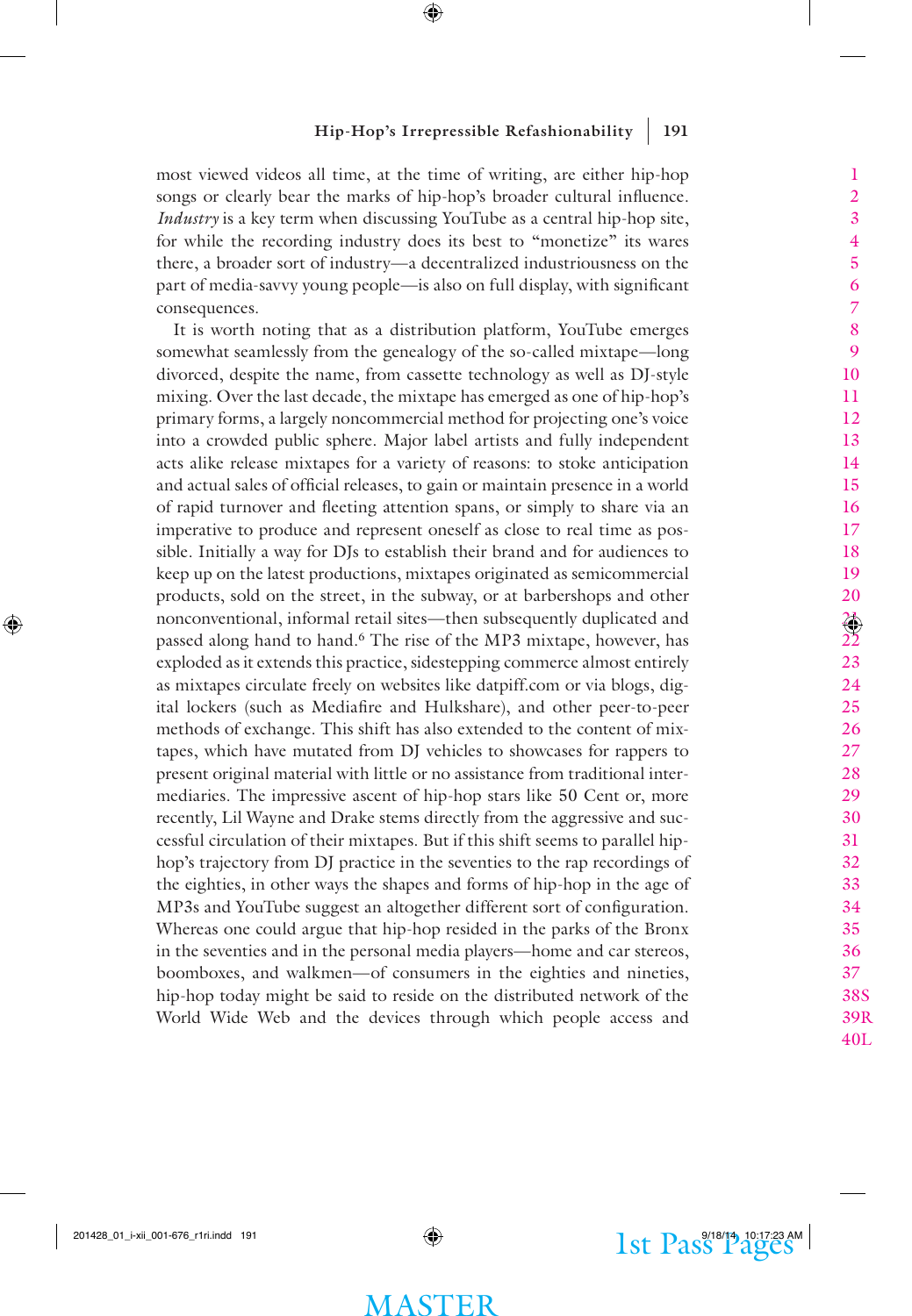most viewed videos all time, at the time of writing, are either hip-hop songs or clearly bear the marks of hip-hop's broader cultural influence. *Industry* is a key term when discussing YouTube as a central hip-hop site, for while the recording industry does its best to "monetize" its wares there, a broader sort of industry—a decentralized industriousness on the part of media-savvy young people—is also on full display, with significant consequences.

It is worth noting that as a distribution platform, YouTube emerges somewhat seamlessly from the genealogy of the so-called mixtape—long divorced, despite the name, from cassette technology as well as DJ-style mixing. Over the last decade, the mixtape has emerged as one of hip-hop's primary forms, a largely noncommercial method for projecting one's voice into a crowded public sphere. Major label artists and fully independent acts alike release mixtapes for a variety of reasons: to stoke anticipation and actual sales of official releases, to gain or maintain presence in a world of rapid turnover and fleeting attention spans, or simply to share via an imperative to produce and represent oneself as close to real time as possible. Initially a way for DJs to establish their brand and for audiences to keep up on the latest productions, mixtapes originated as semicommercial products, sold on the street, in the subway, or at barbershops and other nonconventional, informal retail sites—then subsequently duplicated and passed along hand to hand.[6] The rise of the MP3 mixtape, however, has exploded as it extends this practice, sidestepping commerce almost entirely as mixtapes circulate freely on websites like datpiff.com or via blogs, digital lockers (such as Mediafire and Hulkshare), and other peer-to-peer methods of exchange. This shift has also extended to the content of mixtapes, which have mutated from DJ vehicles to showcases for rappers to present original material with little or no assistance from traditional intermediaries. The impressive ascent of hip-hop stars like 50 Cent or, more recently, Lil Wayne and Drake stems directly from the aggressive and successful circulation of their mixtapes. But if this shift seems to parallel hip-hop's trajectory from DJ practice in the seventies to the rap recordings of the eighties, in other ways the shapes and forms of hip-hop in the age of MP3s and YouTube suggest an altogether different sort of configuration. Whereas one could argue that hip-hop resided in the parks of the Bronx in the seventies and in the personal media players—home and car stereos, boomboxes, and walkmen—of consumers in the eighties and nineties, hip-hop today might be said to reside on the distributed network of the World Wide Web and the devices through which people access and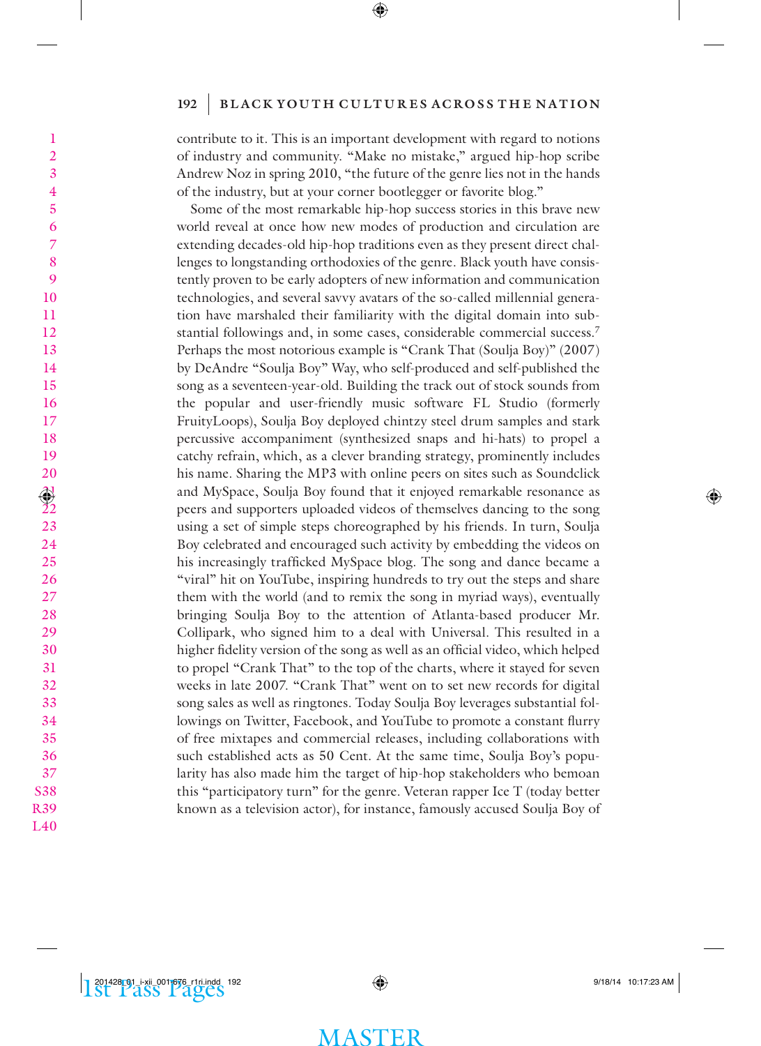contribute to it. This is an important development with regard to notions of industry and community. "Make no mistake," argued hip-hop scribe Andrew Noz in spring 2010, "the future of the genre lies not in the hands of the industry, but at your corner bootlegger or favorite blog."

Some of the most remarkable hip-hop success stories in this brave new world reveal at once how new modes of production and circulation are extending decades-old hip-hop traditions even as they present direct challenges to longstanding orthodoxies of the genre. Black youth have consistently proven to be early adopters of new information and communication technologies, and several savvy avatars of the so-called millennial generation have marshaled their familiarity with the digital domain into substantial followings and, in some cases, considerable commercial success.[7] Perhaps the most notorious example is "Crank That (Soulja Boy)" (2007) by DeAndre "Soulja Boy" Way, who self-produced and self-published the song as a seventeen-year-old. Building the track out of stock sounds from the popular and user-friendly music software FL Studio (formerly FruityLoops), Soulja Boy deployed chintzy steel drum samples and stark percussive accompaniment (synthesized snaps and hi-hats) to propel a catchy refrain, which, as a clever branding strategy, prominently includes his name. Sharing the MP3 with online peers on sites such as Soundclick and MySpace, Soulja Boy found that it enjoyed remarkable resonance as peers and supporters uploaded videos of themselves dancing to the song using a set of simple steps choreographed by his friends. In turn, Soulja Boy celebrated and encouraged such activity by embedding the videos on his increasingly trafficked MySpace blog. The song and dance became a "viral" hit on YouTube, inspiring hundreds to try out the steps and share them with the world (and to remix the song in myriad ways), eventually bringing Soulja Boy to the attention of Atlanta-based producer Mr. Collipark, who signed him to a deal with Universal. This resulted in a higher fidelity version of the song as well as an official video, which helped to propel "Crank That" to the top of the charts, where it stayed for seven weeks in late 2007. "Crank That" went on to set new records for digital song sales as well as ringtones. Today Soulja Boy leverages substantial followings on Twitter, Facebook, and YouTube to promote a constant flurry of free mixtapes and commercial releases, including collaborations with such established acts as 50 Cent. At the same time, Soulja Boy's popularity has also made him the target of hip-hop stakeholders who bemoan this "participatory turn" for the genre. Veteran rapper Ice T (today better known as a television actor), for instance, famously accused Soulja Boy of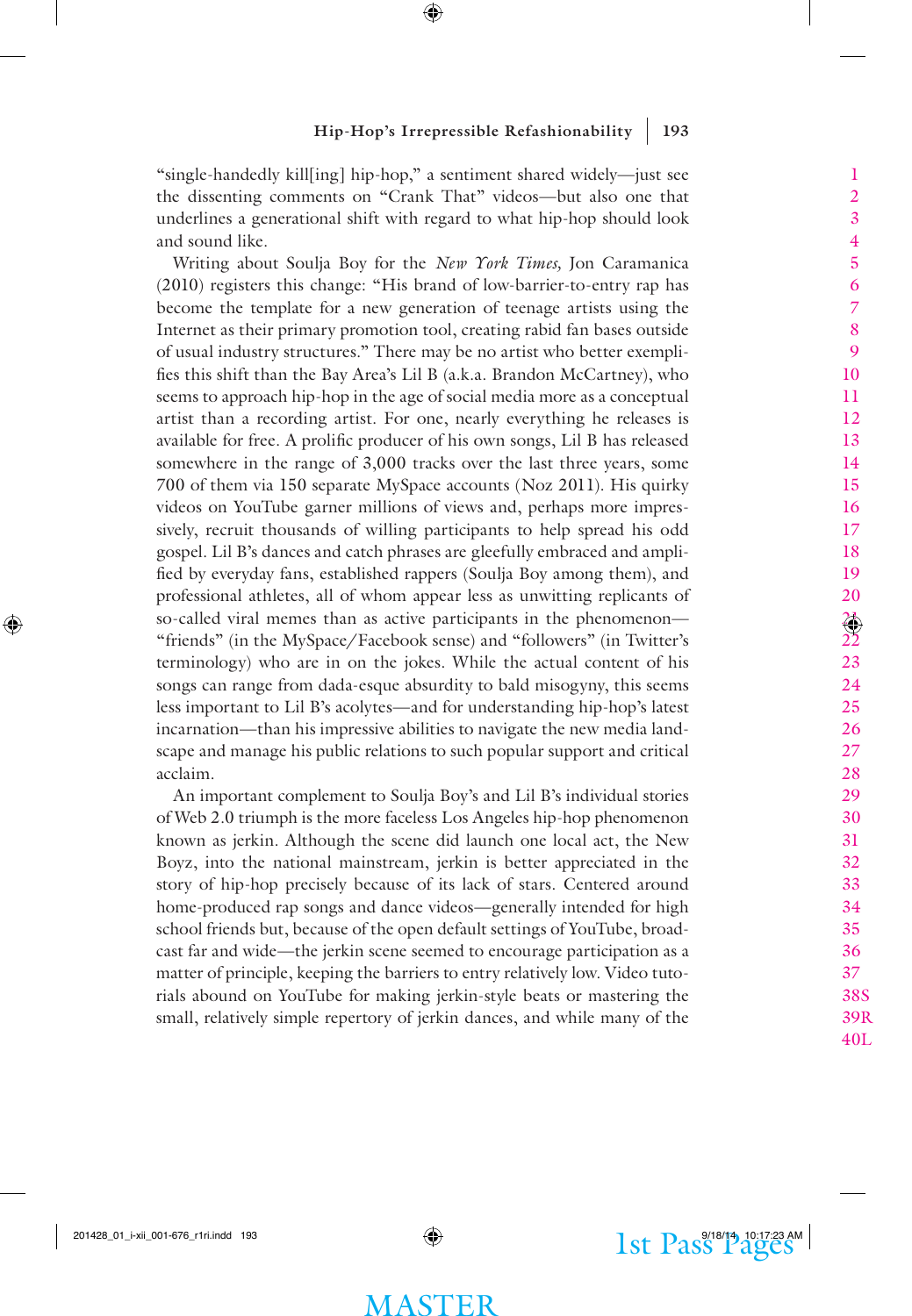"single-handedly kill[ing] hip-hop," a sentiment shared widely—just see the dissenting comments on "Crank That" videos—but also one that underlines a generational shift with regard to what hip-hop should look and sound like.

Writing about Soulja Boy for the *New York Times,* Jon Caramanica (2010) registers this change: "His brand of low-barrier-to-entry rap has become the template for a new generation of teenage artists using the Internet as their primary promotion tool, creating rabid fan bases outside of usual industry structures." There may be no artist who better exemplifies this shift than the Bay Area's Lil B (a.k.a. Brandon McCartney), who seems to approach hip-hop in the age of social media more as a conceptual artist than a recording artist. For one, nearly everything he releases is available for free. A prolific producer of his own songs, Lil B has released somewhere in the range of 3,000 tracks over the last three years, some 700 of them via 150 separate MySpace accounts (Noz 2011). His quirky videos on YouTube garner millions of views and, perhaps more impressively, recruit thousands of willing participants to help spread his odd gospel. Lil B's dances and catch phrases are gleefully embraced and amplified by everyday fans, established rappers (Soulja Boy among them), and professional athletes, all of whom appear less as unwitting replicants of so-called viral memes than as active participants in the phenomenon—"friends" (in the MySpace/Facebook sense) and "followers" (in Twitter's terminology) who are in on the jokes. While the actual content of his songs can range from dada-esque absurdity to bald misogyny, this seems less important to Lil B's acolytes—and for understanding hip-hop's latest incarnation—than his impressive abilities to navigate the new media landscape and manage his public relations to such popular support and critical acclaim.

An important complement to Soulja Boy's and Lil B's individual stories of Web 2.0 triumph is the more faceless Los Angeles hip-hop phenomenon known as jerkin. Although the scene did launch one local act, the New Boyz, into the national mainstream, jerkin is better appreciated in the story of hip-hop precisely because of its lack of stars. Centered around home-produced rap songs and dance videos—generally intended for high school friends but, because of the open default settings of YouTube, broadcast far and wide—the jerkin scene seemed to encourage participation as a matter of principle, keeping the barriers to entry relatively low. Video tutorials abound on YouTube for making jerkin-style beats or mastering the small, relatively simple repertory of jerkin dances, and while many of the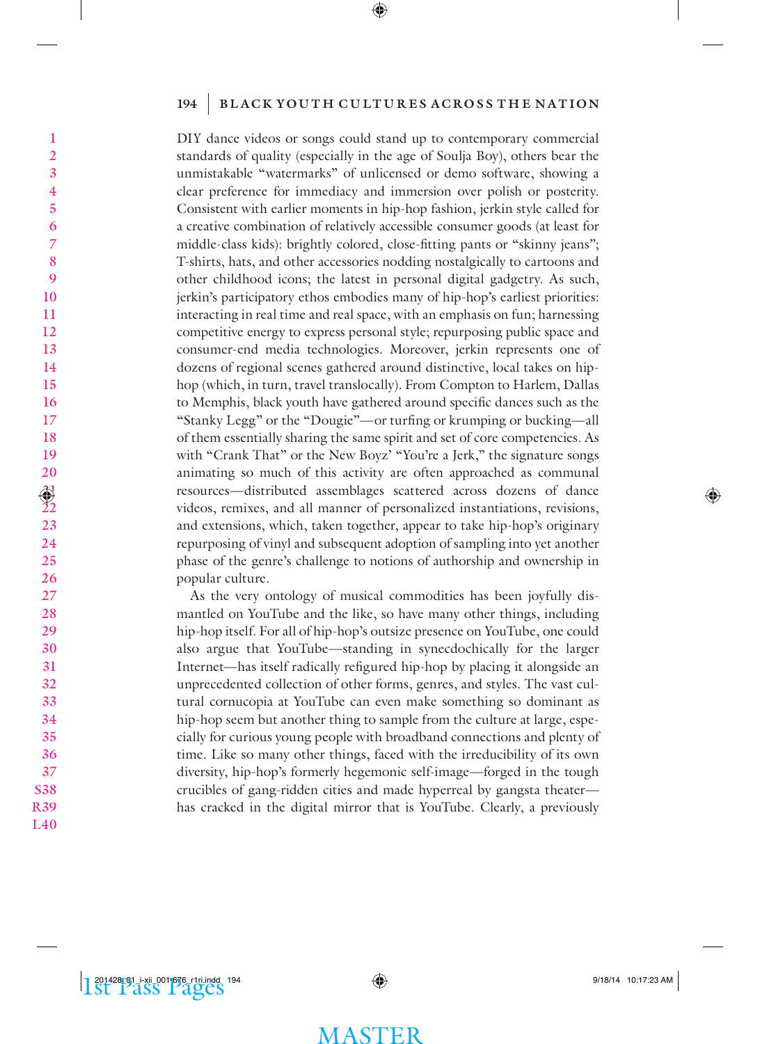DIY dance videos or songs could stand up to contemporary commercial standards of quality (especially in the age of Soulja Boy), others bear the unmistakable "watermarks" of unlicensed or demo software, showing a clear preference for immediacy and immersion over polish or posterity. Consistent with earlier moments in hip-hop fashion, jerkin style called for a creative combination of relatively accessible consumer goods (at least for middle-class kids): brightly colored, close-fitting pants or "skinny jeans"; T-shirts, hats, and other accessories nodding nostalgically to cartoons and other childhood icons; the latest in personal digital gadgetry. As such, jerkin's participatory ethos embodies many of hip-hop's earliest priorities: interacting in real time and real space, with an emphasis on fun; harnessing competitive energy to express personal style; repurposing public space and consumer-end media technologies. Moreover, jerkin represents one of dozens of regional scenes gathered around distinctive, local takes on hip-hop (which, in turn, travel translocally). From Compton to Harlem, Dallas to Memphis, black youth have gathered around specific dances such as the "Stanky Legg" or the "Dougie"—or turfing or krumping or bucking—all of them essentially sharing the same spirit and set of core competencies. As with "Crank That" or the New Boyz' "You're a Jerk," the signature songs animating so much of this activity are often approached as communal resources—distributed assemblages scattered across dozens of dance videos, remixes, and all manner of personalized instantiations, revisions, and extensions, which, taken together, appear to take hip-hop's originary repurposing of vinyl and subsequent adoption of sampling into yet another phase of the genre's challenge to notions of authorship and ownership in popular culture.

As the very ontology of musical commodities has been joyfully dismantled on YouTube and the like, so have many other things, including hip-hop itself. For all of hip-hop's outsize presence on YouTube, one could also argue that YouTube—standing in synecdochically for the larger Internet—has itself radically refigured hip-hop by placing it alongside an unprecedented collection of other forms, genres, and styles. The vast cultural cornucopia at YouTube can even make something so dominant as hip-hop seem but another thing to sample from the culture at large, especially for curious young people with broadband connections and plenty of time. Like so many other things, faced with the irreducibility of its own diversity, hip-hop's formerly hegemonic self-image—forged in the tough crucibles of gang-ridden cities and made hyperreal by gangsta theater—has cracked in the digital mirror that is YouTube. Clearly, a previously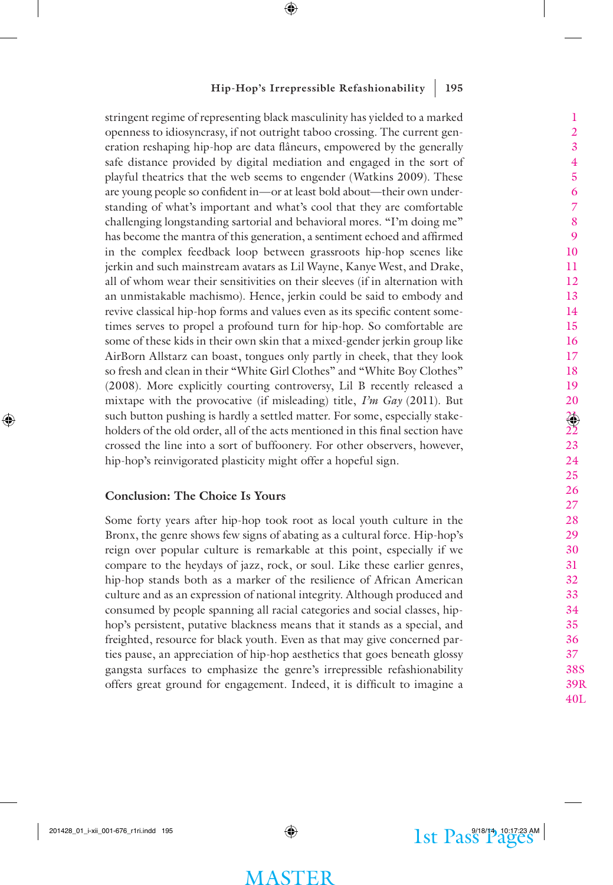stringent regime of representing black masculinity has yielded to a marked openness to idiosyncrasy, if not outright taboo crossing. The current generation reshaping hip-hop are data flâneurs, empowered by the generally safe distance provided by digital mediation and engaged in the sort of playful theatrics that the web seems to engender (Watkins 2009). These are young people so confident in—or at least bold about—their own understanding of what's important and what's cool that they are comfortable challenging longstanding sartorial and behavioral mores. "I'm doing me" has become the mantra of this generation, a sentiment echoed and affirmed in the complex feedback loop between grassroots hip-hop scenes like jerkin and such mainstream avatars as Lil Wayne, Kanye West, and Drake, all of whom wear their sensitivities on their sleeves (if in alternation with an unmistakable machismo). Hence, jerkin could be said to embody and revive classical hip-hop forms and values even as its specific content sometimes serves to propel a profound turn for hip-hop. So comfortable are some of these kids in their own skin that a mixed-gender jerkin group like AirBorn Allstarz can boast, tongues only partly in cheek, that they look so fresh and clean in their "White Girl Clothes" and "White Boy Clothes" (2008). More explicitly courting controversy, Lil B recently released a mixtape with the provocative (if misleading) title, *I'm Gay* (2011). But such button pushing is hardly a settled matter. For some, especially stakeholders of the old order, all of the acts mentioned in this final section have crossed the line into a sort of buffoonery. For other observers, however, hip-hop's reinvigorated plasticity might offer a hopeful sign.

## Conclusion: The Choice Is Yours

Some forty years after hip-hop took root as local youth culture in the Bronx, the genre shows few signs of abating as a cultural force. Hip-hop's reign over popular culture is remarkable at this point, especially if we compare to the heydays of jazz, rock, or soul. Like these earlier genres, hip-hop stands both as a marker of the resilience of African American culture and as an expression of national integrity. Although produced and consumed by people spanning all racial categories and social classes, hip-hop's persistent, putative blackness means that it stands as a special, and freighted, resource for black youth. Even as that may give concerned parties pause, an appreciation of hip-hop aesthetics that goes beneath glossy gangsta surfaces to emphasize the genre's irrepressible refashionability offers great ground for engagement. Indeed, it is difficult to imagine a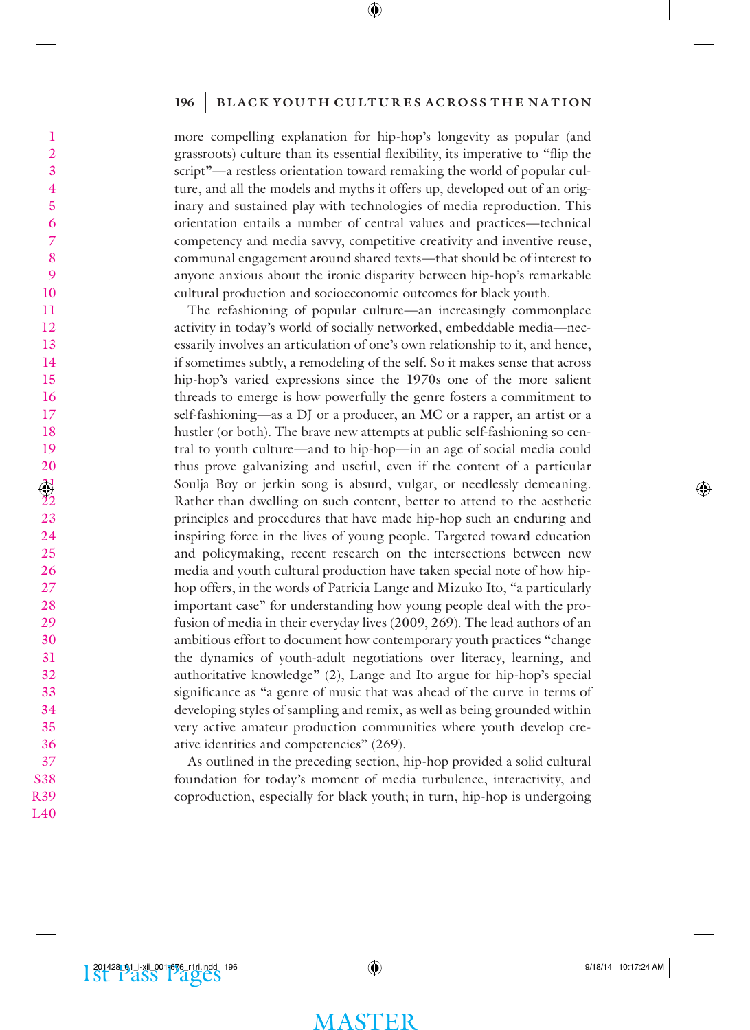more compelling explanation for hip-hop's longevity as popular (and grassroots) culture than its essential flexibility, its imperative to "flip the script"—a restless orientation toward remaking the world of popular culture, and all the models and myths it offers up, developed out of an originary and sustained play with technologies of media reproduction. This orientation entails a number of central values and practices—technical competency and media savvy, competitive creativity and inventive reuse, communal engagement around shared texts—that should be of interest to anyone anxious about the ironic disparity between hip-hop's remarkable cultural production and socioeconomic outcomes for black youth.

The refashioning of popular culture—an increasingly commonplace activity in today's world of socially networked, embeddable media—necessarily involves an articulation of one's own relationship to it, and hence, if sometimes subtly, a remodeling of the self. So it makes sense that across hip-hop's varied expressions since the 1970s one of the more salient threads to emerge is how powerfully the genre fosters a commitment to self-fashioning—as a DJ or a producer, an MC or a rapper, an artist or a hustler (or both). The brave new attempts at public self-fashioning so central to youth culture—and to hip-hop—in an age of social media could thus prove galvanizing and useful, even if the content of a particular Soulja Boy or jerkin song is absurd, vulgar, or needlessly demeaning. Rather than dwelling on such content, better to attend to the aesthetic principles and procedures that have made hip-hop such an enduring and inspiring force in the lives of young people. Targeted toward education and policymaking, recent research on the intersections between new media and youth cultural production have taken special note of how hip-hop offers, in the words of Patricia Lange and Mizuko Ito, "a particularly important case" for understanding how young people deal with the profusion of media in their everyday lives (2009, 269). The lead authors of an ambitious effort to document how contemporary youth practices "change the dynamics of youth-adult negotiations over literacy, learning, and authoritative knowledge" (2), Lange and Ito argue for hip-hop's special significance as "a genre of music that was ahead of the curve in terms of developing styles of sampling and remix, as well as being grounded within very active amateur production communities where youth develop creative identities and competencies" (269).

As outlined in the preceding section, hip-hop provided a solid cultural foundation for today's moment of media turbulence, interactivity, and coproduction, especially for black youth; in turn, hip-hop is undergoing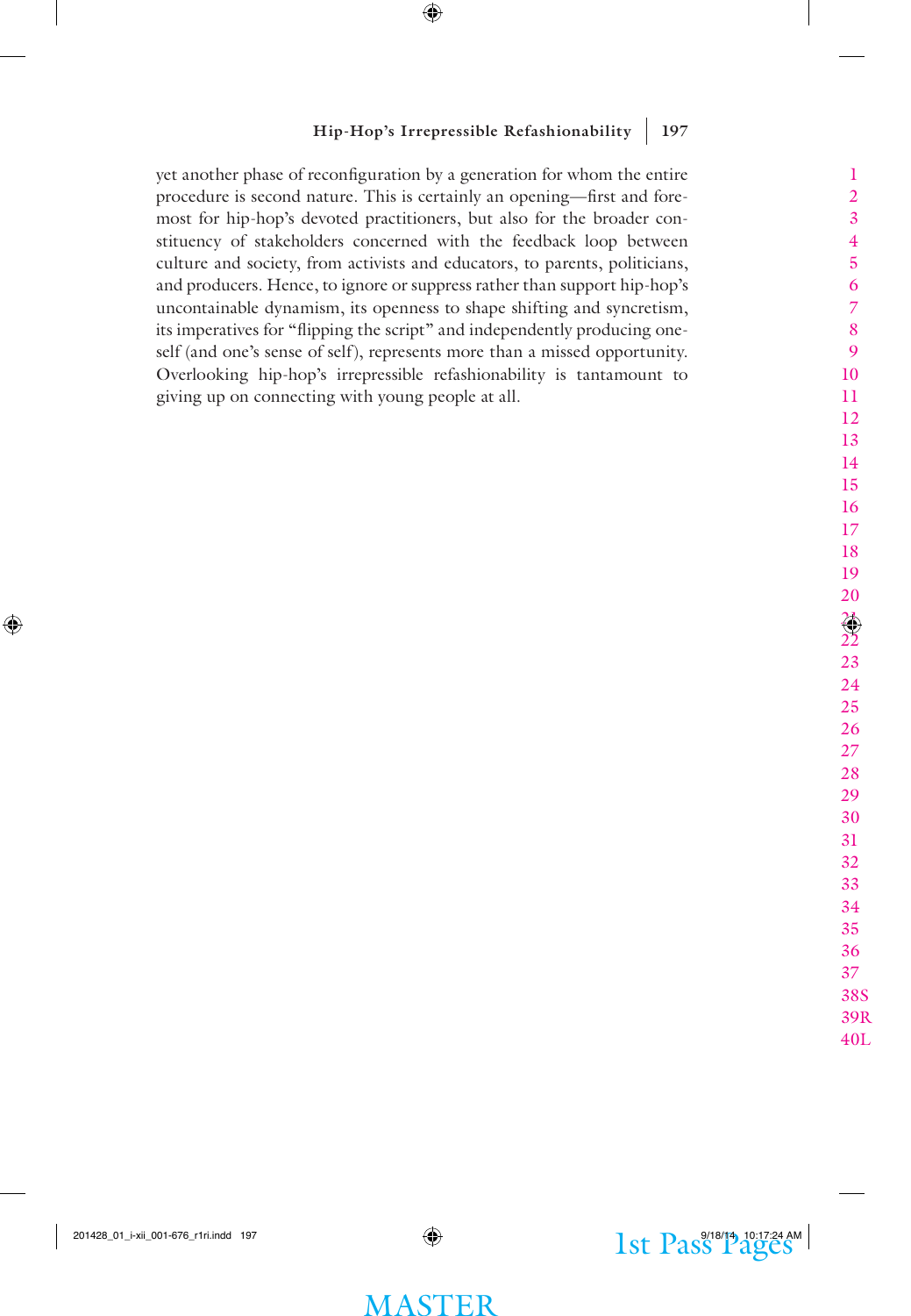yet another phase of reconfiguration by a generation for whom the entire procedure is second nature. This is certainly an opening—first and foremost for hip-hop's devoted practitioners, but also for the broader constituency of stakeholders concerned with the feedback loop between culture and society, from activists and educators, to parents, politicians, and producers. Hence, to ignore or suppress rather than support hip-hop's uncontainable dynamism, its openness to shape shifting and syncretism, its imperatives for "flipping the script" and independently producing oneself (and one's sense of self), represents more than a missed opportunity. Overlooking hip-hop's irrepressible refashionability is tantamount to giving up on connecting with young people at all.